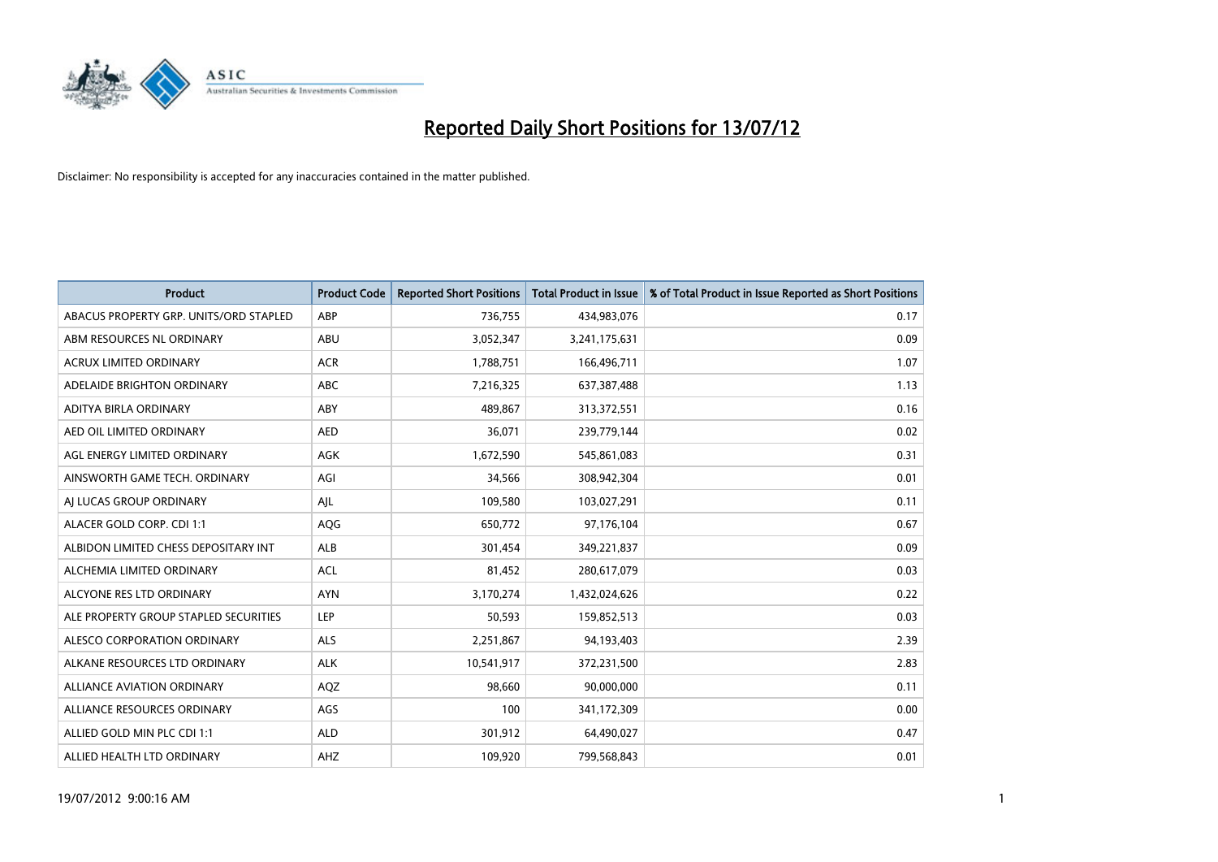# Reported Daily Short Positions for 13/07/12

Disclaimer: No responsibility is accepted for any inaccuracies contained in the matter published.

| Product | Product Code | Reported Short Positions | Total Product in Issue | % of Total Product in Issue Reported as Short Positions |
|---|---|---|---|---|
| ABACUS PROPERTY GRP. UNITS/ORD STAPLED | ABP | 736,755 | 434,983,076 | 0.17 |
| ABM RESOURCES NL ORDINARY | ABU | 3,052,347 | 3,241,175,631 | 0.09 |
| ACRUX LIMITED ORDINARY | ACR | 1,788,751 | 166,496,711 | 1.07 |
| ADELAIDE BRIGHTON ORDINARY | ABC | 7,216,325 | 637,387,488 | 1.13 |
| ADITYA BIRLA ORDINARY | ABY | 489,867 | 313,372,551 | 0.16 |
| AED OIL LIMITED ORDINARY | AED | 36,071 | 239,779,144 | 0.02 |
| AGL ENERGY LIMITED ORDINARY | AGK | 1,672,590 | 545,861,083 | 0.31 |
| AINSWORTH GAME TECH. ORDINARY | AGI | 34,566 | 308,942,304 | 0.01 |
| AJ LUCAS GROUP ORDINARY | AJL | 109,580 | 103,027,291 | 0.11 |
| ALACER GOLD CORP. CDI 1:1 | AQG | 650,772 | 97,176,104 | 0.67 |
| ALBIDON LIMITED CHESS DEPOSITARY INT | ALB | 301,454 | 349,221,837 | 0.09 |
| ALCHEMIA LIMITED ORDINARY | ACL | 81,452 | 280,617,079 | 0.03 |
| ALCYONE RES LTD ORDINARY | AYN | 3,170,274 | 1,432,024,626 | 0.22 |
| ALE PROPERTY GROUP STAPLED SECURITIES | LEP | 50,593 | 159,852,513 | 0.03 |
| ALESCO CORPORATION ORDINARY | ALS | 2,251,867 | 94,193,403 | 2.39 |
| ALKANE RESOURCES LTD ORDINARY | ALK | 10,541,917 | 372,231,500 | 2.83 |
| ALLIANCE AVIATION ORDINARY | AQZ | 98,660 | 90,000,000 | 0.11 |
| ALLIANCE RESOURCES ORDINARY | AGS | 100 | 341,172,309 | 0.00 |
| ALLIED GOLD MIN PLC CDI 1:1 | ALD | 301,912 | 64,490,027 | 0.47 |
| ALLIED HEALTH LTD ORDINARY | AHZ | 109,920 | 799,568,843 | 0.01 |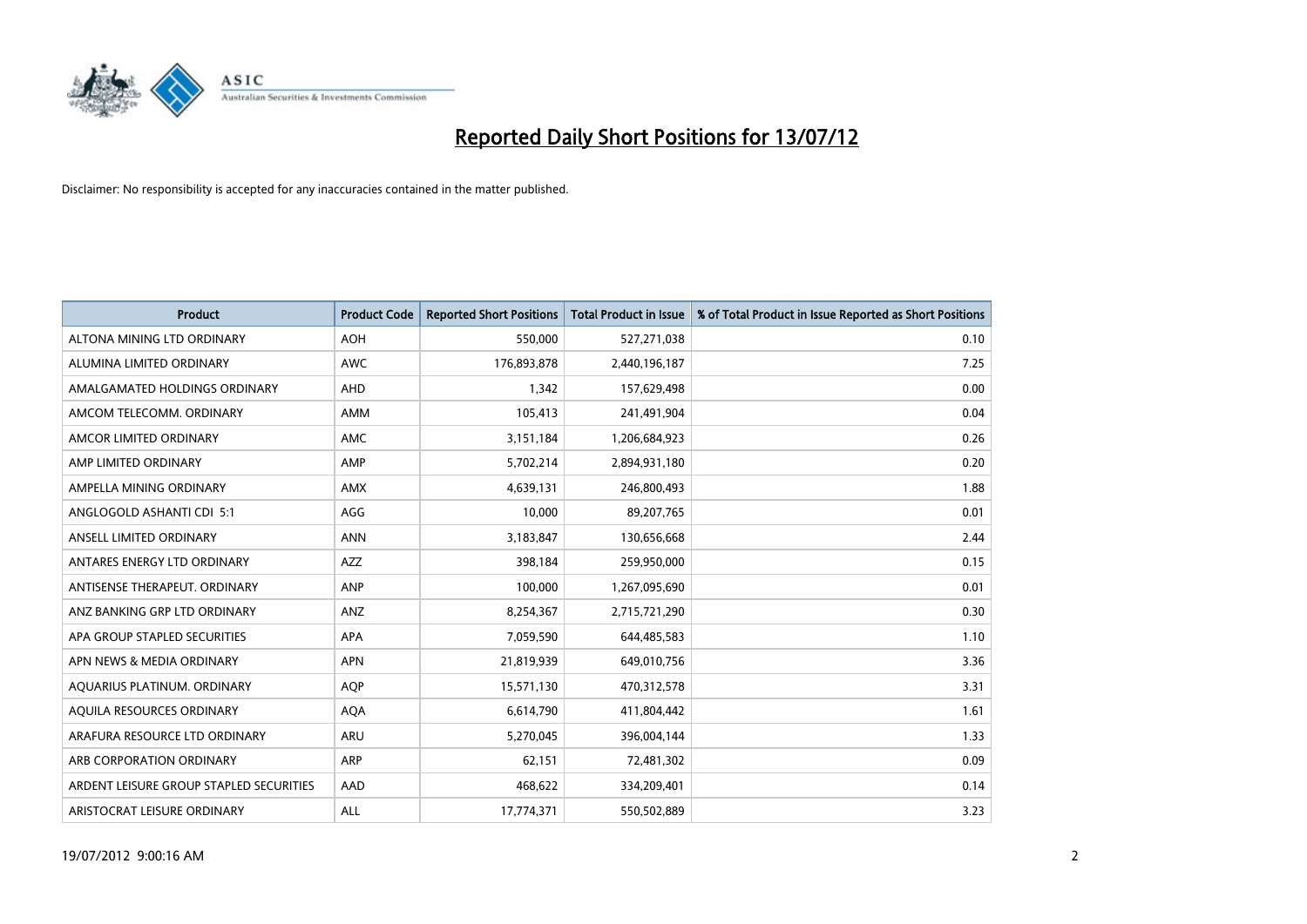# Reported Daily Short Positions for 13/07/12

Disclaimer: No responsibility is accepted for any inaccuracies contained in the matter published.

| Product | Product Code | Reported Short Positions | Total Product in Issue | % of Total Product in Issue Reported as Short Positions |
| --- | --- | --- | --- | --- |
| ALTONA MINING LTD ORDINARY | AOH | 550,000 | 527,271,038 | 0.10 |
| ALUMINA LIMITED ORDINARY | AWC | 176,893,878 | 2,440,196,187 | 7.25 |
| AMALGAMATED HOLDINGS ORDINARY | AHD | 1,342 | 157,629,498 | 0.00 |
| AMCOM TELECOMM. ORDINARY | AMM | 105,413 | 241,491,904 | 0.04 |
| AMCOR LIMITED ORDINARY | AMC | 3,151,184 | 1,206,684,923 | 0.26 |
| AMP LIMITED ORDINARY | AMP | 5,702,214 | 2,894,931,180 | 0.20 |
| AMPELLA MINING ORDINARY | AMX | 4,639,131 | 246,800,493 | 1.88 |
| ANGLOGOLD ASHANTI CDI 5:1 | AGG | 10,000 | 89,207,765 | 0.01 |
| ANSELL LIMITED ORDINARY | ANN | 3,183,847 | 130,656,668 | 2.44 |
| ANTARES ENERGY LTD ORDINARY | AZZ | 398,184 | 259,950,000 | 0.15 |
| ANTISENSE THERAPEUT. ORDINARY | ANP | 100,000 | 1,267,095,690 | 0.01 |
| ANZ BANKING GRP LTD ORDINARY | ANZ | 8,254,367 | 2,715,721,290 | 0.30 |
| APA GROUP STAPLED SECURITIES | APA | 7,059,590 | 644,485,583 | 1.10 |
| APN NEWS & MEDIA ORDINARY | APN | 21,819,939 | 649,010,756 | 3.36 |
| AQUARIUS PLATINUM. ORDINARY | AQP | 15,571,130 | 470,312,578 | 3.31 |
| AQUILA RESOURCES ORDINARY | AQA | 6,614,790 | 411,804,442 | 1.61 |
| ARAFURA RESOURCE LTD ORDINARY | ARU | 5,270,045 | 396,004,144 | 1.33 |
| ARB CORPORATION ORDINARY | ARP | 62,151 | 72,481,302 | 0.09 |
| ARDENT LEISURE GROUP STAPLED SECURITIES | AAD | 468,622 | 334,209,401 | 0.14 |
| ARISTOCRAT LEISURE ORDINARY | ALL | 17,774,371 | 550,502,889 | 3.23 |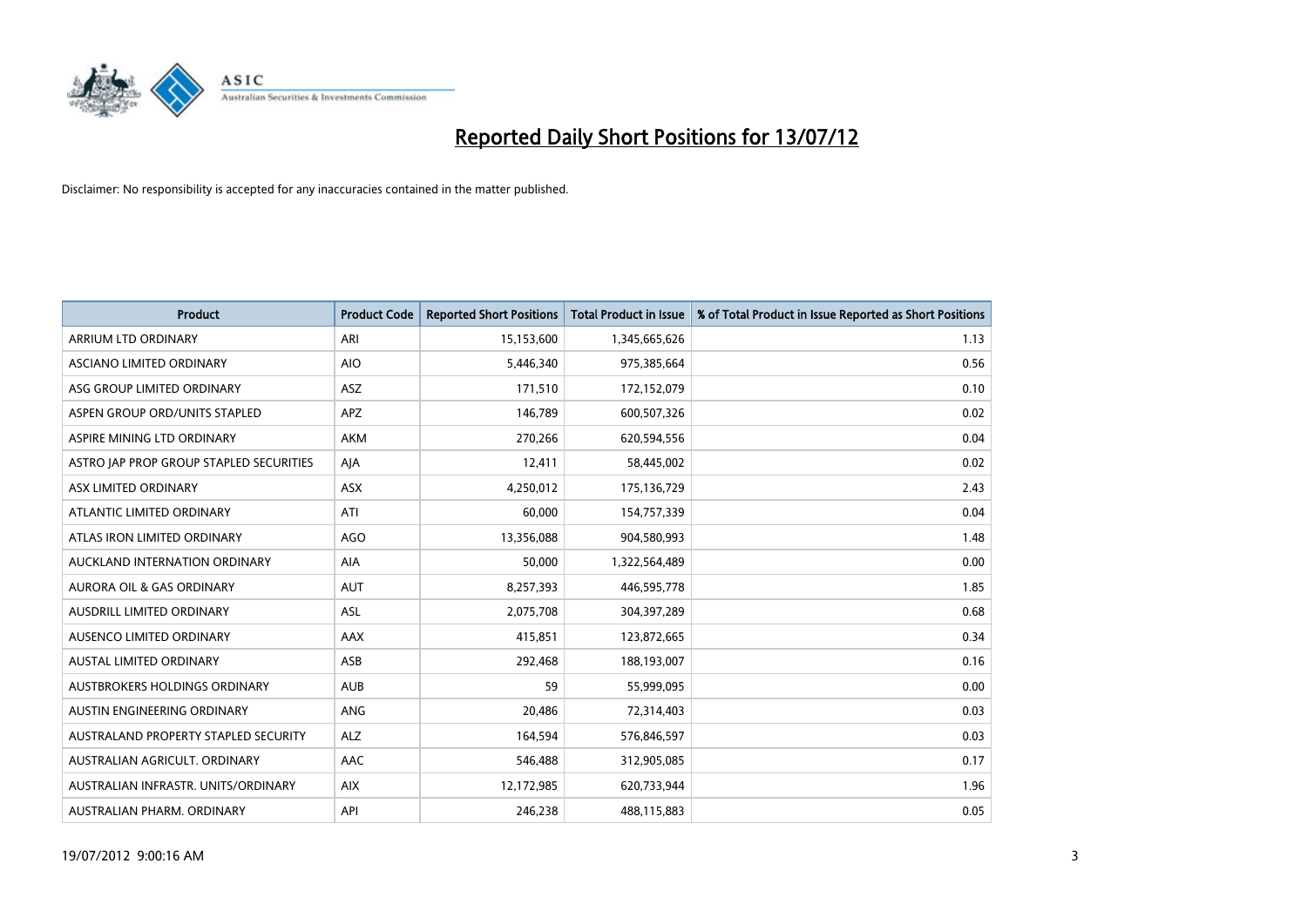# Reported Daily Short Positions for 13/07/12

Disclaimer: No responsibility is accepted for any inaccuracies contained in the matter published.

| Product | Product Code | Reported Short Positions | Total Product in Issue | % of Total Product in Issue Reported as Short Positions |
|---|---|---|---|---|
| ARRIUM LTD ORDINARY | ARI | 15,153,600 | 1,345,665,626 | 1.13 |
| ASCIANO LIMITED ORDINARY | AIO | 5,446,340 | 975,385,664 | 0.56 |
| ASG GROUP LIMITED ORDINARY | ASZ | 171,510 | 172,152,079 | 0.10 |
| ASPEN GROUP ORD/UNITS STAPLED | APZ | 146,789 | 600,507,326 | 0.02 |
| ASPIRE MINING LTD ORDINARY | AKM | 270,266 | 620,594,556 | 0.04 |
| ASTRO JAP PROP GROUP STAPLED SECURITIES | AJA | 12,411 | 58,445,002 | 0.02 |
| ASX LIMITED ORDINARY | ASX | 4,250,012 | 175,136,729 | 2.43 |
| ATLANTIC LIMITED ORDINARY | ATI | 60,000 | 154,757,339 | 0.04 |
| ATLAS IRON LIMITED ORDINARY | AGO | 13,356,088 | 904,580,993 | 1.48 |
| AUCKLAND INTERNATION ORDINARY | AIA | 50,000 | 1,322,564,489 | 0.00 |
| AURORA OIL & GAS ORDINARY | AUT | 8,257,393 | 446,595,778 | 1.85 |
| AUSDRILL LIMITED ORDINARY | ASL | 2,075,708 | 304,397,289 | 0.68 |
| AUSENCO LIMITED ORDINARY | AAX | 415,851 | 123,872,665 | 0.34 |
| AUSTAL LIMITED ORDINARY | ASB | 292,468 | 188,193,007 | 0.16 |
| AUSTBROKERS HOLDINGS ORDINARY | AUB | 59 | 55,999,095 | 0.00 |
| AUSTIN ENGINEERING ORDINARY | ANG | 20,486 | 72,314,403 | 0.03 |
| AUSTRALAND PROPERTY STAPLED SECURITY | ALZ | 164,594 | 576,846,597 | 0.03 |
| AUSTRALIAN AGRICULT. ORDINARY | AAC | 546,488 | 312,905,085 | 0.17 |
| AUSTRALIAN INFRASTR. UNITS/ORDINARY | AIX | 12,172,985 | 620,733,944 | 1.96 |
| AUSTRALIAN PHARM. ORDINARY | API | 246,238 | 488,115,883 | 0.05 |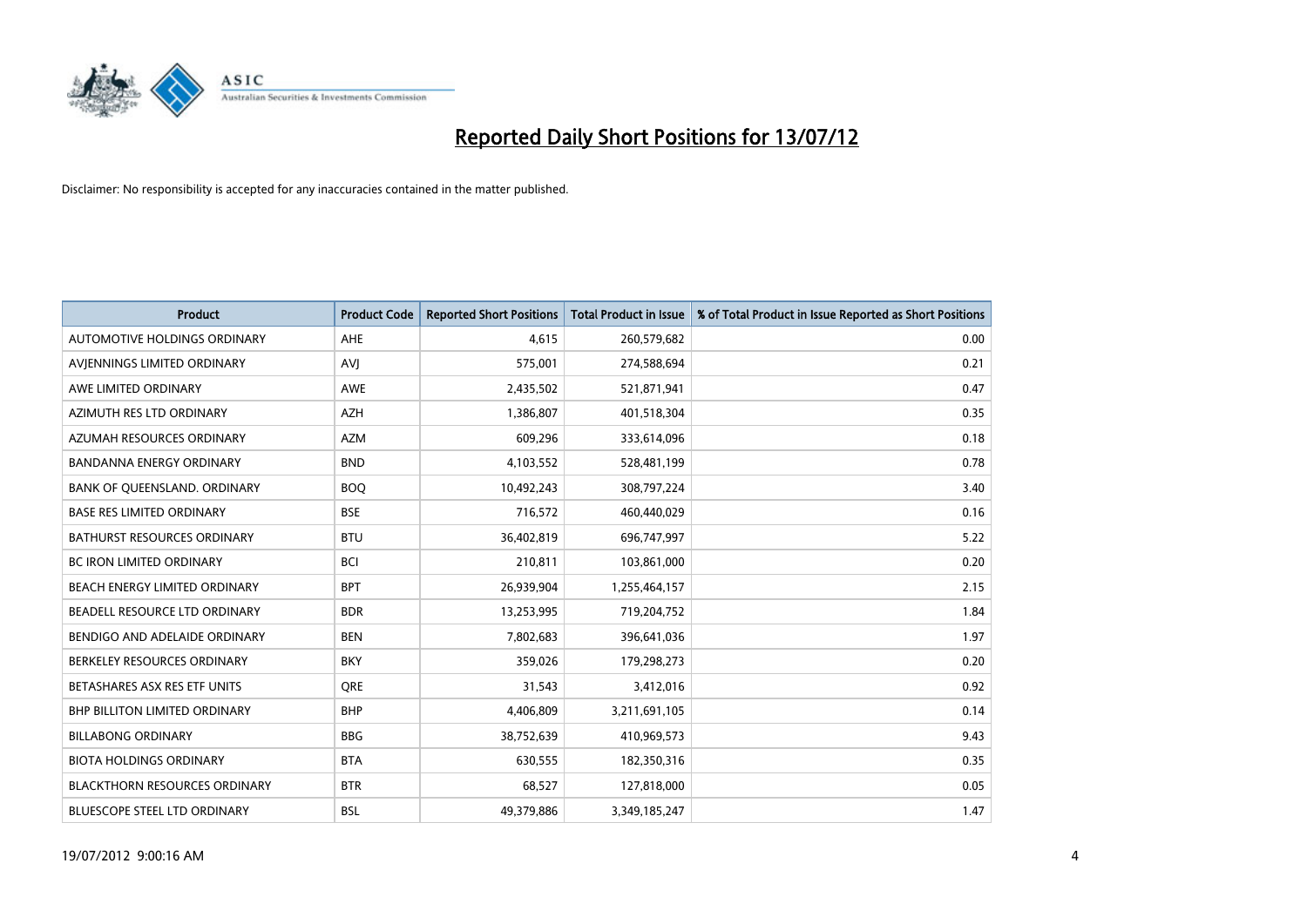# Reported Daily Short Positions for 13/07/12

Disclaimer: No responsibility is accepted for any inaccuracies contained in the matter published.

| Product | Product Code | Reported Short Positions | Total Product in Issue | % of Total Product in Issue Reported as Short Positions |
|---|---|---|---|---|
| AUTOMOTIVE HOLDINGS ORDINARY | AHE | 4,615 | 260,579,682 | 0.00 |
| AVJENNINGS LIMITED ORDINARY | AVJ | 575,001 | 274,588,694 | 0.21 |
| AWE LIMITED ORDINARY | AWE | 2,435,502 | 521,871,941 | 0.47 |
| AZIMUTH RES LTD ORDINARY | AZH | 1,386,807 | 401,518,304 | 0.35 |
| AZUMAH RESOURCES ORDINARY | AZM | 609,296 | 333,614,096 | 0.18 |
| BANDANNA ENERGY ORDINARY | BND | 4,103,552 | 528,481,199 | 0.78 |
| BANK OF QUEENSLAND. ORDINARY | BOQ | 10,492,243 | 308,797,224 | 3.40 |
| BASE RES LIMITED ORDINARY | BSE | 716,572 | 460,440,029 | 0.16 |
| BATHURST RESOURCES ORDINARY | BTU | 36,402,819 | 696,747,997 | 5.22 |
| BC IRON LIMITED ORDINARY | BCI | 210,811 | 103,861,000 | 0.20 |
| BEACH ENERGY LIMITED ORDINARY | BPT | 26,939,904 | 1,255,464,157 | 2.15 |
| BEADELL RESOURCE LTD ORDINARY | BDR | 13,253,995 | 719,204,752 | 1.84 |
| BENDIGO AND ADELAIDE ORDINARY | BEN | 7,802,683 | 396,641,036 | 1.97 |
| BERKELEY RESOURCES ORDINARY | BKY | 359,026 | 179,298,273 | 0.20 |
| BETASHARES ASX RES ETF UNITS | QRE | 31,543 | 3,412,016 | 0.92 |
| BHP BILLITON LIMITED ORDINARY | BHP | 4,406,809 | 3,211,691,105 | 0.14 |
| BILLABONG ORDINARY | BBG | 38,752,639 | 410,969,573 | 9.43 |
| BIOTA HOLDINGS ORDINARY | BTA | 630,555 | 182,350,316 | 0.35 |
| BLACKTHORN RESOURCES ORDINARY | BTR | 68,527 | 127,818,000 | 0.05 |
| BLUESCOPE STEEL LTD ORDINARY | BSL | 49,379,886 | 3,349,185,247 | 1.47 |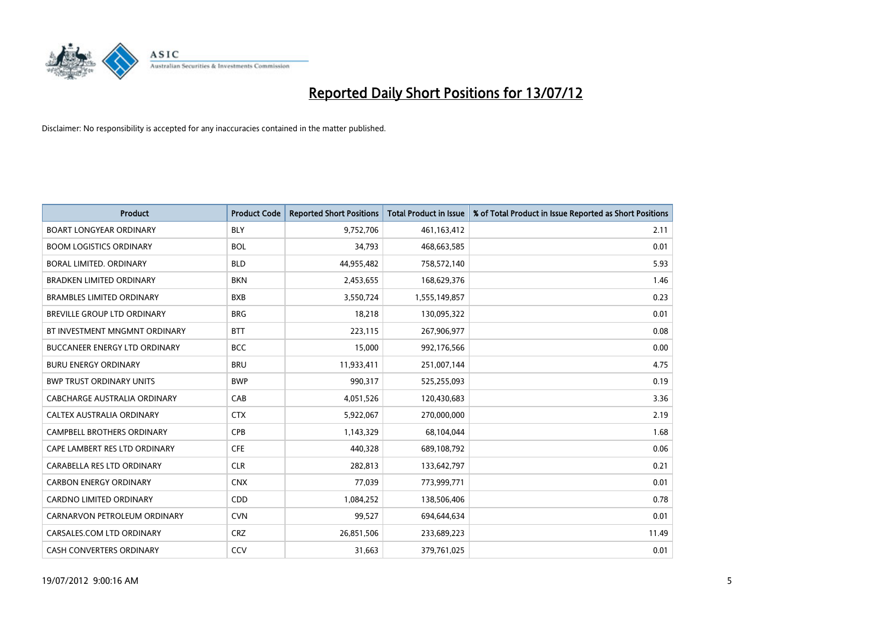# Reported Daily Short Positions for 13/07/12

Disclaimer: No responsibility is accepted for any inaccuracies contained in the matter published.

| Product | Product Code | Reported Short Positions | Total Product in Issue | % of Total Product in Issue Reported as Short Positions |
|---|---|---|---|---|
| BOART LONGYEAR ORDINARY | BLY | 9,752,706 | 461,163,412 | 2.11 |
| BOOM LOGISTICS ORDINARY | BOL | 34,793 | 468,663,585 | 0.01 |
| BORAL LIMITED. ORDINARY | BLD | 44,955,482 | 758,572,140 | 5.93 |
| BRADKEN LIMITED ORDINARY | BKN | 2,453,655 | 168,629,376 | 1.46 |
| BRAMBLES LIMITED ORDINARY | BXB | 3,550,724 | 1,555,149,857 | 0.23 |
| BREVILLE GROUP LTD ORDINARY | BRG | 18,218 | 130,095,322 | 0.01 |
| BT INVESTMENT MNGMNT ORDINARY | BTT | 223,115 | 267,906,977 | 0.08 |
| BUCCANEER ENERGY LTD ORDINARY | BCC | 15,000 | 992,176,566 | 0.00 |
| BURU ENERGY ORDINARY | BRU | 11,933,411 | 251,007,144 | 4.75 |
| BWP TRUST ORDINARY UNITS | BWP | 990,317 | 525,255,093 | 0.19 |
| CABCHARGE AUSTRALIA ORDINARY | CAB | 4,051,526 | 120,430,683 | 3.36 |
| CALTEX AUSTRALIA ORDINARY | CTX | 5,922,067 | 270,000,000 | 2.19 |
| CAMPBELL BROTHERS ORDINARY | CPB | 1,143,329 | 68,104,044 | 1.68 |
| CAPE LAMBERT RES LTD ORDINARY | CFE | 440,328 | 689,108,792 | 0.06 |
| CARABELLA RES LTD ORDINARY | CLR | 282,813 | 133,642,797 | 0.21 |
| CARBON ENERGY ORDINARY | CNX | 77,039 | 773,999,771 | 0.01 |
| CARDNO LIMITED ORDINARY | CDD | 1,084,252 | 138,506,406 | 0.78 |
| CARNARVON PETROLEUM ORDINARY | CVN | 99,527 | 694,644,634 | 0.01 |
| CARSALES.COM LTD ORDINARY | CRZ | 26,851,506 | 233,689,223 | 11.49 |
| CASH CONVERTERS ORDINARY | CCV | 31,663 | 379,761,025 | 0.01 |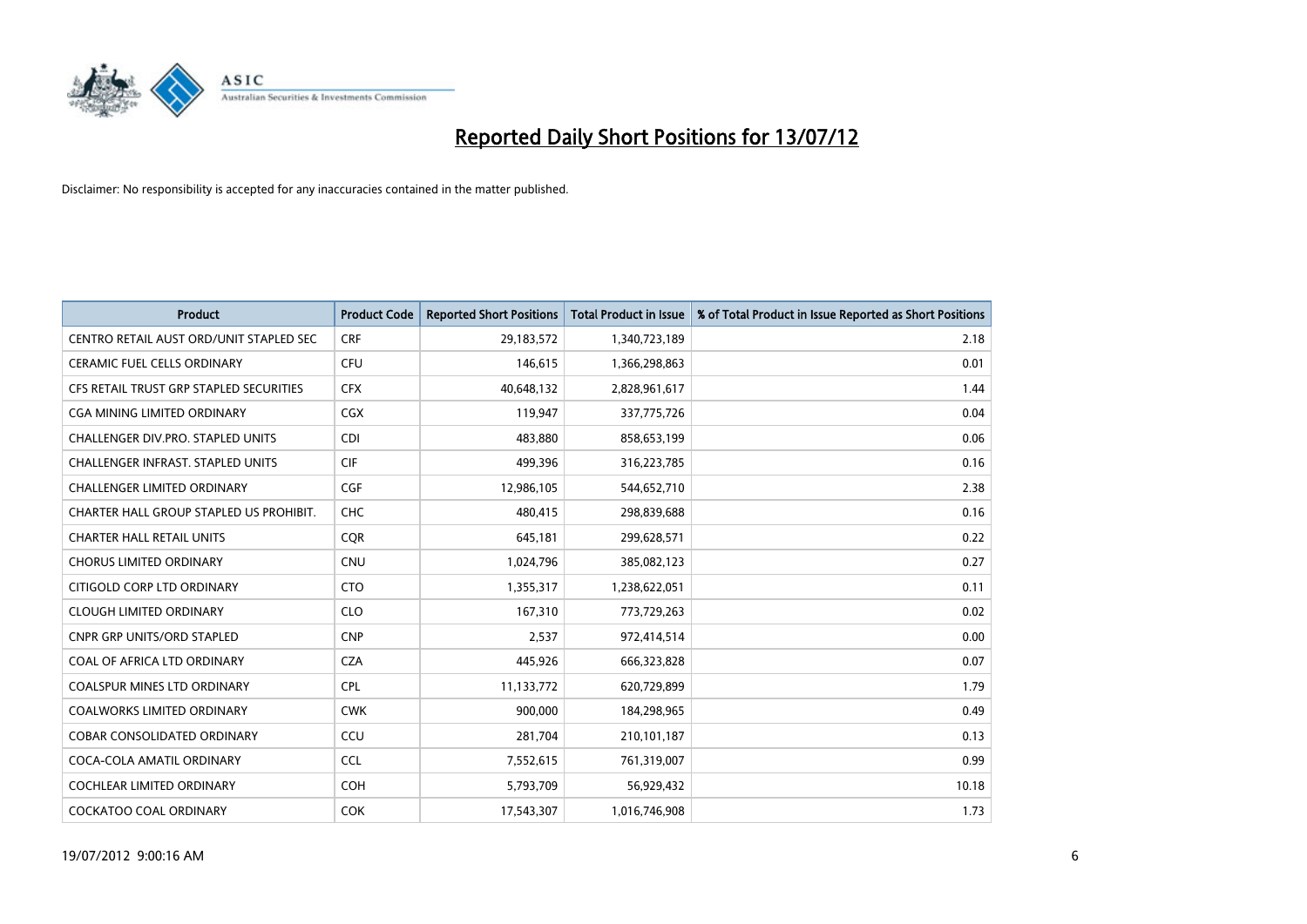# Reported Daily Short Positions for 13/07/12

Disclaimer: No responsibility is accepted for any inaccuracies contained in the matter published.

| Product | Product Code | Reported Short Positions | Total Product in Issue | % of Total Product in Issue Reported as Short Positions |
|---|---|---|---|---|
| CENTRO RETAIL AUST ORD/UNIT STAPLED SEC | CRF | 29,183,572 | 1,340,723,189 | 2.18 |
| CERAMIC FUEL CELLS ORDINARY | CFU | 146,615 | 1,366,298,863 | 0.01 |
| CFS RETAIL TRUST GRP STAPLED SECURITIES | CFX | 40,648,132 | 2,828,961,617 | 1.44 |
| CGA MINING LIMITED ORDINARY | CGX | 119,947 | 337,775,726 | 0.04 |
| CHALLENGER DIV.PRO. STAPLED UNITS | CDI | 483,880 | 858,653,199 | 0.06 |
| CHALLENGER INFRAST. STAPLED UNITS | CIF | 499,396 | 316,223,785 | 0.16 |
| CHALLENGER LIMITED ORDINARY | CGF | 12,986,105 | 544,652,710 | 2.38 |
| CHARTER HALL GROUP STAPLED US PROHIBIT. | CHC | 480,415 | 298,839,688 | 0.16 |
| CHARTER HALL RETAIL UNITS | CQR | 645,181 | 299,628,571 | 0.22 |
| CHORUS LIMITED ORDINARY | CNU | 1,024,796 | 385,082,123 | 0.27 |
| CITIGOLD CORP LTD ORDINARY | CTO | 1,355,317 | 1,238,622,051 | 0.11 |
| CLOUGH LIMITED ORDINARY | CLO | 167,310 | 773,729,263 | 0.02 |
| CNPR GRP UNITS/ORD STAPLED | CNP | 2,537 | 972,414,514 | 0.00 |
| COAL OF AFRICA LTD ORDINARY | CZA | 445,926 | 666,323,828 | 0.07 |
| COALSPUR MINES LTD ORDINARY | CPL | 11,133,772 | 620,729,899 | 1.79 |
| COALWORKS LIMITED ORDINARY | CWK | 900,000 | 184,298,965 | 0.49 |
| COBAR CONSOLIDATED ORDINARY | CCU | 281,704 | 210,101,187 | 0.13 |
| COCA-COLA AMATIL ORDINARY | CCL | 7,552,615 | 761,319,007 | 0.99 |
| COCHLEAR LIMITED ORDINARY | COH | 5,793,709 | 56,929,432 | 10.18 |
| COCKATOO COAL ORDINARY | COK | 17,543,307 | 1,016,746,908 | 1.73 |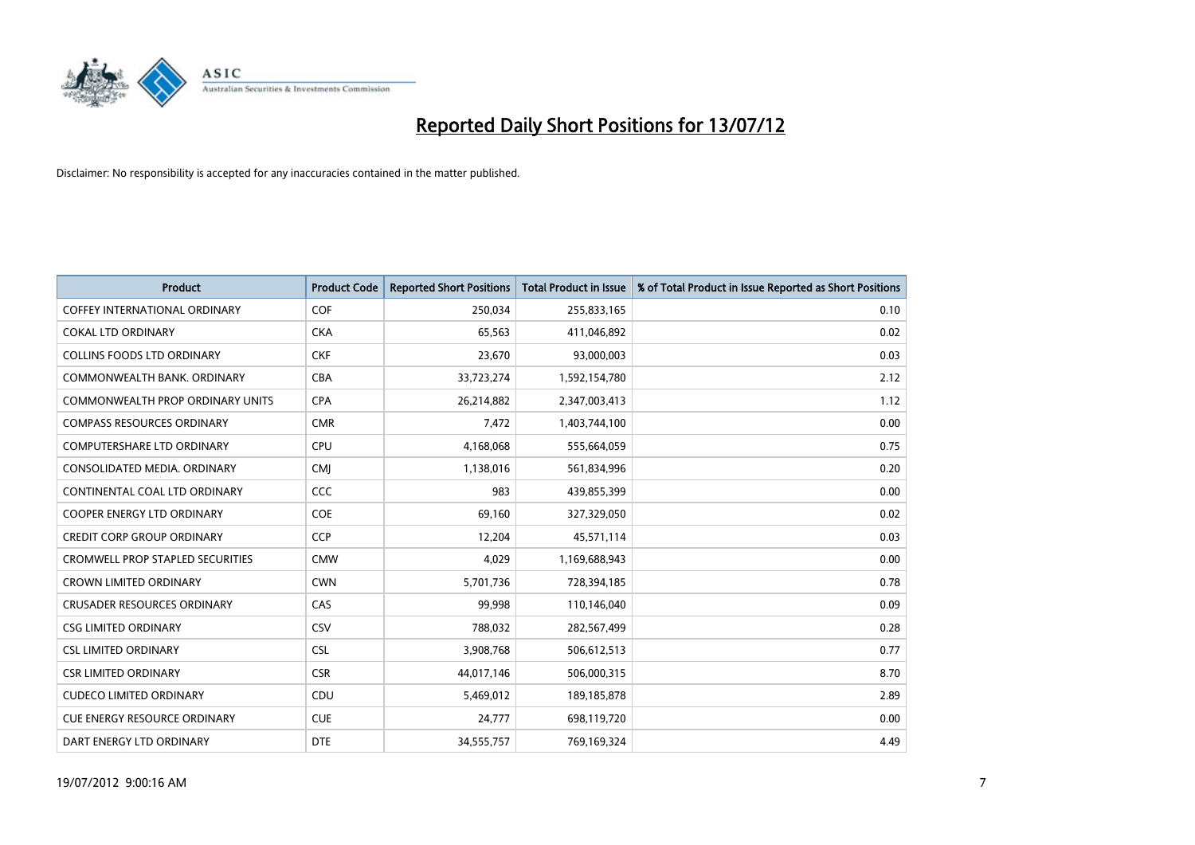# Reported Daily Short Positions for 13/07/12

Disclaimer: No responsibility is accepted for any inaccuracies contained in the matter published.

| Product | Product Code | Reported Short Positions | Total Product in Issue | % of Total Product in Issue Reported as Short Positions |
|---|---|---|---|---|
| COFFEY INTERNATIONAL ORDINARY | COF | 250,034 | 255,833,165 | 0.10 |
| COKAL LTD ORDINARY | CKA | 65,563 | 411,046,892 | 0.02 |
| COLLINS FOODS LTD ORDINARY | CKF | 23,670 | 93,000,003 | 0.03 |
| COMMONWEALTH BANK. ORDINARY | CBA | 33,723,274 | 1,592,154,780 | 2.12 |
| COMMONWEALTH PROP ORDINARY UNITS | CPA | 26,214,882 | 2,347,003,413 | 1.12 |
| COMPASS RESOURCES ORDINARY | CMR | 7,472 | 1,403,744,100 | 0.00 |
| COMPUTERSHARE LTD ORDINARY | CPU | 4,168,068 | 555,664,059 | 0.75 |
| CONSOLIDATED MEDIA. ORDINARY | CMJ | 1,138,016 | 561,834,996 | 0.20 |
| CONTINENTAL COAL LTD ORDINARY | CCC | 983 | 439,855,399 | 0.00 |
| COOPER ENERGY LTD ORDINARY | COE | 69,160 | 327,329,050 | 0.02 |
| CREDIT CORP GROUP ORDINARY | CCP | 12,204 | 45,571,114 | 0.03 |
| CROMWELL PROP STAPLED SECURITIES | CMW | 4,029 | 1,169,688,943 | 0.00 |
| CROWN LIMITED ORDINARY | CWN | 5,701,736 | 728,394,185 | 0.78 |
| CRUSADER RESOURCES ORDINARY | CAS | 99,998 | 110,146,040 | 0.09 |
| CSG LIMITED ORDINARY | CSV | 788,032 | 282,567,499 | 0.28 |
| CSL LIMITED ORDINARY | CSL | 3,908,768 | 506,612,513 | 0.77 |
| CSR LIMITED ORDINARY | CSR | 44,017,146 | 506,000,315 | 8.70 |
| CUDECO LIMITED ORDINARY | CDU | 5,469,012 | 189,185,878 | 2.89 |
| CUE ENERGY RESOURCE ORDINARY | CUE | 24,777 | 698,119,720 | 0.00 |
| DART ENERGY LTD ORDINARY | DTE | 34,555,757 | 769,169,324 | 4.49 |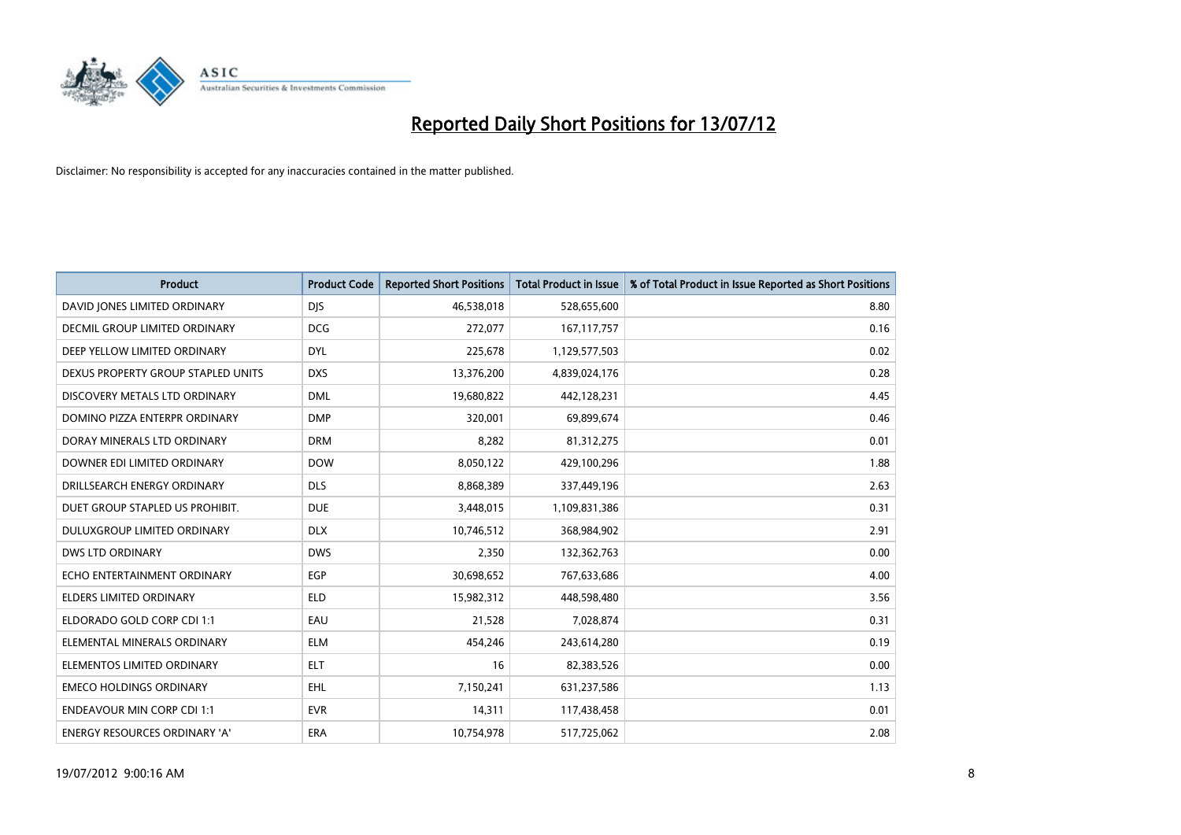# Reported Daily Short Positions for 13/07/12

Disclaimer: No responsibility is accepted for any inaccuracies contained in the matter published.

| Product | Product Code | Reported Short Positions | Total Product in Issue | % of Total Product in Issue Reported as Short Positions |
|---|---|---|---|---|
| DAVID JONES LIMITED ORDINARY | DJS | 46,538,018 | 528,655,600 | 8.80 |
| DECMIL GROUP LIMITED ORDINARY | DCG | 272,077 | 167,117,757 | 0.16 |
| DEEP YELLOW LIMITED ORDINARY | DYL | 225,678 | 1,129,577,503 | 0.02 |
| DEXUS PROPERTY GROUP STAPLED UNITS | DXS | 13,376,200 | 4,839,024,176 | 0.28 |
| DISCOVERY METALS LTD ORDINARY | DML | 19,680,822 | 442,128,231 | 4.45 |
| DOMINO PIZZA ENTERPR ORDINARY | DMP | 320,001 | 69,899,674 | 0.46 |
| DORAY MINERALS LTD ORDINARY | DRM | 8,282 | 81,312,275 | 0.01 |
| DOWNER EDI LIMITED ORDINARY | DOW | 8,050,122 | 429,100,296 | 1.88 |
| DRILLSEARCH ENERGY ORDINARY | DLS | 8,868,389 | 337,449,196 | 2.63 |
| DUET GROUP STAPLED US PROHIBIT. | DUE | 3,448,015 | 1,109,831,386 | 0.31 |
| DULUXGROUP LIMITED ORDINARY | DLX | 10,746,512 | 368,984,902 | 2.91 |
| DWS LTD ORDINARY | DWS | 2,350 | 132,362,763 | 0.00 |
| ECHO ENTERTAINMENT ORDINARY | EGP | 30,698,652 | 767,633,686 | 4.00 |
| ELDERS LIMITED ORDINARY | ELD | 15,982,312 | 448,598,480 | 3.56 |
| ELDORADO GOLD CORP CDI 1:1 | EAU | 21,528 | 7,028,874 | 0.31 |
| ELEMENTAL MINERALS ORDINARY | ELM | 454,246 | 243,614,280 | 0.19 |
| ELEMENTOS LIMITED ORDINARY | ELT | 16 | 82,383,526 | 0.00 |
| EMECO HOLDINGS ORDINARY | EHL | 7,150,241 | 631,237,586 | 1.13 |
| ENDEAVOUR MIN CORP CDI 1:1 | EVR | 14,311 | 117,438,458 | 0.01 |
| ENERGY RESOURCES ORDINARY 'A' | ERA | 10,754,978 | 517,725,062 | 2.08 |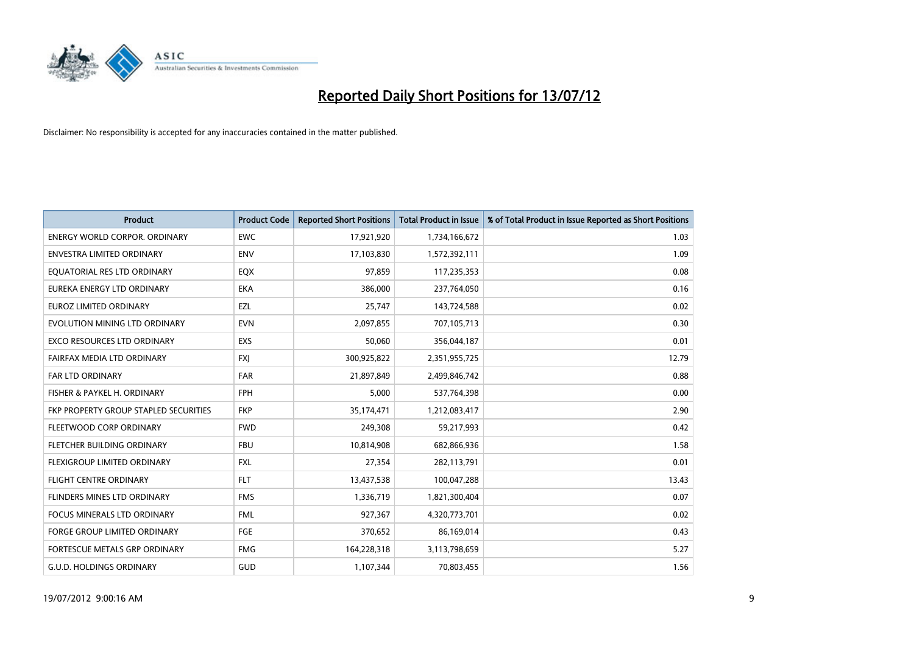# Reported Daily Short Positions for 13/07/12

Disclaimer: No responsibility is accepted for any inaccuracies contained in the matter published.

| Product | Product Code | Reported Short Positions | Total Product in Issue | % of Total Product in Issue Reported as Short Positions |
|---|---|---|---|---|
| ENERGY WORLD CORPOR. ORDINARY | EWC | 17,921,920 | 1,734,166,672 | 1.03 |
| ENVESTRA LIMITED ORDINARY | ENV | 17,103,830 | 1,572,392,111 | 1.09 |
| EQUATORIAL RES LTD ORDINARY | EQX | 97,859 | 117,235,353 | 0.08 |
| EUREKA ENERGY LTD ORDINARY | EKA | 386,000 | 237,764,050 | 0.16 |
| EUROZ LIMITED ORDINARY | EZL | 25,747 | 143,724,588 | 0.02 |
| EVOLUTION MINING LTD ORDINARY | EVN | 2,097,855 | 707,105,713 | 0.30 |
| EXCO RESOURCES LTD ORDINARY | EXS | 50,060 | 356,044,187 | 0.01 |
| FAIRFAX MEDIA LTD ORDINARY | FXJ | 300,925,822 | 2,351,955,725 | 12.79 |
| FAR LTD ORDINARY | FAR | 21,897,849 | 2,499,846,742 | 0.88 |
| FISHER & PAYKEL H. ORDINARY | FPH | 5,000 | 537,764,398 | 0.00 |
| FKP PROPERTY GROUP STAPLED SECURITIES | FKP | 35,174,471 | 1,212,083,417 | 2.90 |
| FLEETWOOD CORP ORDINARY | FWD | 249,308 | 59,217,993 | 0.42 |
| FLETCHER BUILDING ORDINARY | FBU | 10,814,908 | 682,866,936 | 1.58 |
| FLEXIGROUP LIMITED ORDINARY | FXL | 27,354 | 282,113,791 | 0.01 |
| FLIGHT CENTRE ORDINARY | FLT | 13,437,538 | 100,047,288 | 13.43 |
| FLINDERS MINES LTD ORDINARY | FMS | 1,336,719 | 1,821,300,404 | 0.07 |
| FOCUS MINERALS LTD ORDINARY | FML | 927,367 | 4,320,773,701 | 0.02 |
| FORGE GROUP LIMITED ORDINARY | FGE | 370,652 | 86,169,014 | 0.43 |
| FORTESCUE METALS GRP ORDINARY | FMG | 164,228,318 | 3,113,798,659 | 5.27 |
| G.U.D. HOLDINGS ORDINARY | GUD | 1,107,344 | 70,803,455 | 1.56 |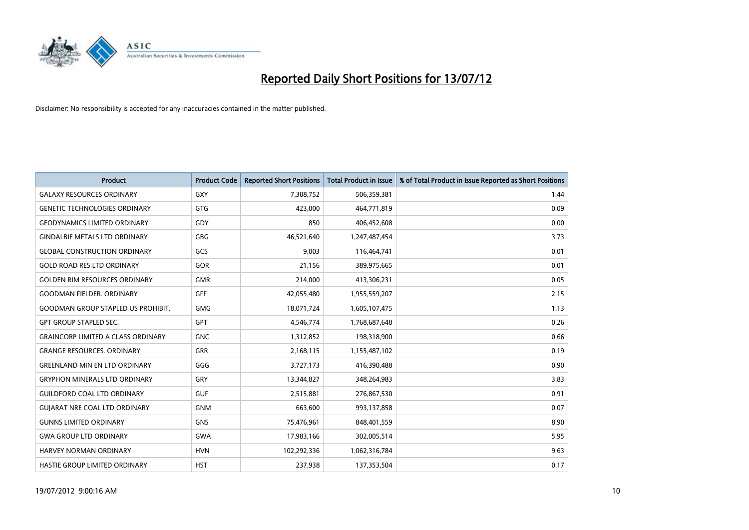# Reported Daily Short Positions for 13/07/12

Disclaimer: No responsibility is accepted for any inaccuracies contained in the matter published.

| Product | Product Code | Reported Short Positions | Total Product in Issue | % of Total Product in Issue Reported as Short Positions |
|---|---|---|---|---|
| GALAXY RESOURCES ORDINARY | GXY | 7,308,752 | 506,359,381 | 1.44 |
| GENETIC TECHNOLOGIES ORDINARY | GTG | 423,000 | 464,771,819 | 0.09 |
| GEODYNAMICS LIMITED ORDINARY | GDY | 850 | 406,452,608 | 0.00 |
| GINDALBIE METALS LTD ORDINARY | GBG | 46,521,640 | 1,247,487,454 | 3.73 |
| GLOBAL CONSTRUCTION ORDINARY | GCS | 9,003 | 116,464,741 | 0.01 |
| GOLD ROAD RES LTD ORDINARY | GOR | 21,156 | 389,975,665 | 0.01 |
| GOLDEN RIM RESOURCES ORDINARY | GMR | 214,000 | 413,306,231 | 0.05 |
| GOODMAN FIELDER. ORDINARY | GFF | 42,055,480 | 1,955,559,207 | 2.15 |
| GOODMAN GROUP STAPLED US PROHIBIT. | GMG | 18,071,724 | 1,605,107,475 | 1.13 |
| GPT GROUP STAPLED SEC. | GPT | 4,546,774 | 1,768,687,648 | 0.26 |
| GRAINCORP LIMITED A CLASS ORDINARY | GNC | 1,312,852 | 198,318,900 | 0.66 |
| GRANGE RESOURCES. ORDINARY | GRR | 2,168,115 | 1,155,487,102 | 0.19 |
| GREENLAND MIN EN LTD ORDINARY | GGG | 3,727,173 | 416,390,488 | 0.90 |
| GRYPHON MINERALS LTD ORDINARY | GRY | 13,344,827 | 348,264,983 | 3.83 |
| GUILDFORD COAL LTD ORDINARY | GUF | 2,515,881 | 276,867,530 | 0.91 |
| GUJARAT NRE COAL LTD ORDINARY | GNM | 663,600 | 993,137,858 | 0.07 |
| GUNNS LIMITED ORDINARY | GNS | 75,476,961 | 848,401,559 | 8.90 |
| GWA GROUP LTD ORDINARY | GWA | 17,983,166 | 302,005,514 | 5.95 |
| HARVEY NORMAN ORDINARY | HVN | 102,292,336 | 1,062,316,784 | 9.63 |
| HASTIE GROUP LIMITED ORDINARY | HST | 237,938 | 137,353,504 | 0.17 |

19/07/2012 9:00:16 AM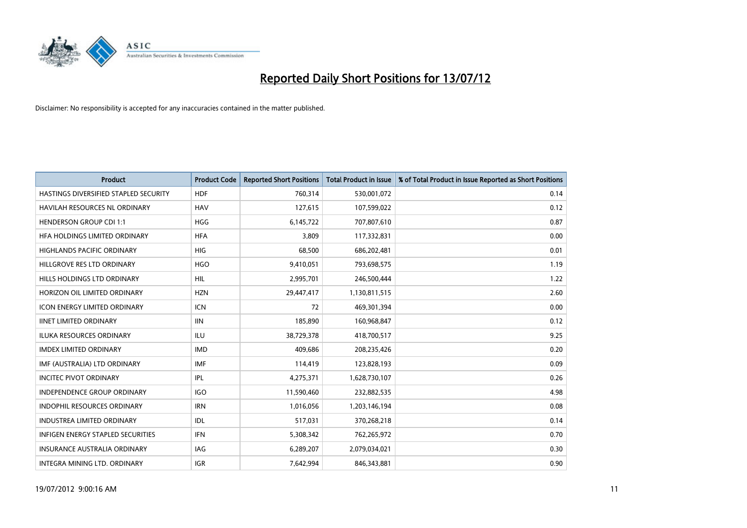# Reported Daily Short Positions for 13/07/12

Disclaimer: No responsibility is accepted for any inaccuracies contained in the matter published.

| Product | Product Code | Reported Short Positions | Total Product in Issue | % of Total Product in Issue Reported as Short Positions |
|---|---|---|---|---|
| HASTINGS DIVERSIFIED STAPLED SECURITY | HDF | 760,314 | 530,001,072 | 0.14 |
| HAVILAH RESOURCES NL ORDINARY | HAV | 127,615 | 107,599,022 | 0.12 |
| HENDERSON GROUP CDI 1:1 | HGG | 6,145,722 | 707,807,610 | 0.87 |
| HFA HOLDINGS LIMITED ORDINARY | HFA | 3,809 | 117,332,831 | 0.00 |
| HIGHLANDS PACIFIC ORDINARY | HIG | 68,500 | 686,202,481 | 0.01 |
| HILLGROVE RES LTD ORDINARY | HGO | 9,410,051 | 793,698,575 | 1.19 |
| HILLS HOLDINGS LTD ORDINARY | HIL | 2,995,701 | 246,500,444 | 1.22 |
| HORIZON OIL LIMITED ORDINARY | HZN | 29,447,417 | 1,130,811,515 | 2.60 |
| ICON ENERGY LIMITED ORDINARY | ICN | 72 | 469,301,394 | 0.00 |
| IINET LIMITED ORDINARY | IIN | 185,890 | 160,968,847 | 0.12 |
| ILUKA RESOURCES ORDINARY | ILU | 38,729,378 | 418,700,517 | 9.25 |
| IMDEX LIMITED ORDINARY | IMD | 409,686 | 208,235,426 | 0.20 |
| IMF (AUSTRALIA) LTD ORDINARY | IMF | 114,419 | 123,828,193 | 0.09 |
| INCITEC PIVOT ORDINARY | IPL | 4,275,371 | 1,628,730,107 | 0.26 |
| INDEPENDENCE GROUP ORDINARY | IGO | 11,590,460 | 232,882,535 | 4.98 |
| INDOPHIL RESOURCES ORDINARY | IRN | 1,016,056 | 1,203,146,194 | 0.08 |
| INDUSTREA LIMITED ORDINARY | IDL | 517,031 | 370,268,218 | 0.14 |
| INFIGEN ENERGY STAPLED SECURITIES | IFN | 5,308,342 | 762,265,972 | 0.70 |
| INSURANCE AUSTRALIA ORDINARY | IAG | 6,289,207 | 2,079,034,021 | 0.30 |
| INTEGRA MINING LTD. ORDINARY | IGR | 7,642,994 | 846,343,881 | 0.90 |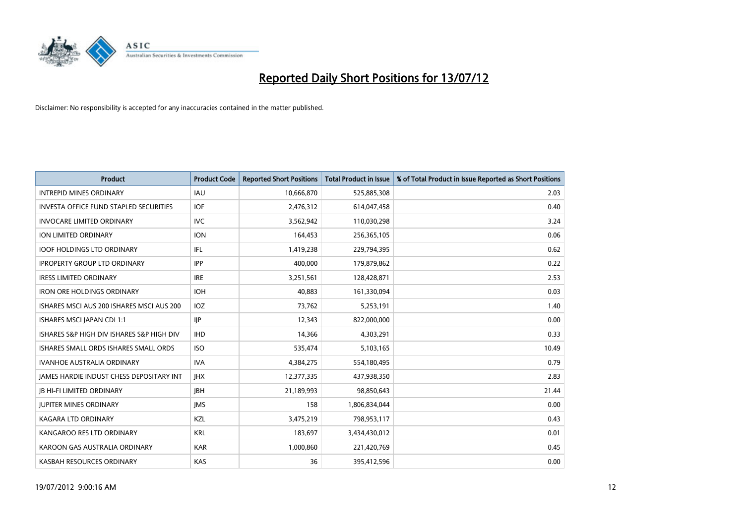# Reported Daily Short Positions for 13/07/12

Disclaimer: No responsibility is accepted for any inaccuracies contained in the matter published.

| Product | Product Code | Reported Short Positions | Total Product in Issue | % of Total Product in Issue Reported as Short Positions |
|---|---|---|---|---|
| INTREPID MINES ORDINARY | IAU | 10,666,870 | 525,885,308 | 2.03 |
| INVESTA OFFICE FUND STAPLED SECURITIES | IOF | 2,476,312 | 614,047,458 | 0.40 |
| INVOCARE LIMITED ORDINARY | IVC | 3,562,942 | 110,030,298 | 3.24 |
| ION LIMITED ORDINARY | ION | 164,453 | 256,365,105 | 0.06 |
| IOOF HOLDINGS LTD ORDINARY | IFL | 1,419,238 | 229,794,395 | 0.62 |
| IPROPERTY GROUP LTD ORDINARY | IPP | 400,000 | 179,879,862 | 0.22 |
| IRESS LIMITED ORDINARY | IRE | 3,251,561 | 128,428,871 | 2.53 |
| IRON ORE HOLDINGS ORDINARY | IOH | 40,883 | 161,330,094 | 0.03 |
| ISHARES MSCI AUS 200 ISHARES MSCI AUS 200 | IOZ | 73,762 | 5,253,191 | 1.40 |
| ISHARES MSCI JAPAN CDI 1:1 | IJP | 12,343 | 822,000,000 | 0.00 |
| ISHARES S&P HIGH DIV ISHARES S&P HIGH DIV | IHD | 14,366 | 4,303,291 | 0.33 |
| ISHARES SMALL ORDS ISHARES SMALL ORDS | ISO | 535,474 | 5,103,165 | 10.49 |
| IVANHOE AUSTRALIA ORDINARY | IVA | 4,384,275 | 554,180,495 | 0.79 |
| JAMES HARDIE INDUST CHESS DEPOSITARY INT | JHX | 12,377,335 | 437,938,350 | 2.83 |
| JB HI-FI LIMITED ORDINARY | JBH | 21,189,993 | 98,850,643 | 21.44 |
| JUPITER MINES ORDINARY | JMS | 158 | 1,806,834,044 | 0.00 |
| KAGARA LTD ORDINARY | KZL | 3,475,219 | 798,953,117 | 0.43 |
| KANGAROO RES LTD ORDINARY | KRL | 183,697 | 3,434,430,012 | 0.01 |
| KAROON GAS AUSTRALIA ORDINARY | KAR | 1,000,860 | 221,420,769 | 0.45 |
| KASBAH RESOURCES ORDINARY | KAS | 36 | 395,412,596 | 0.00 |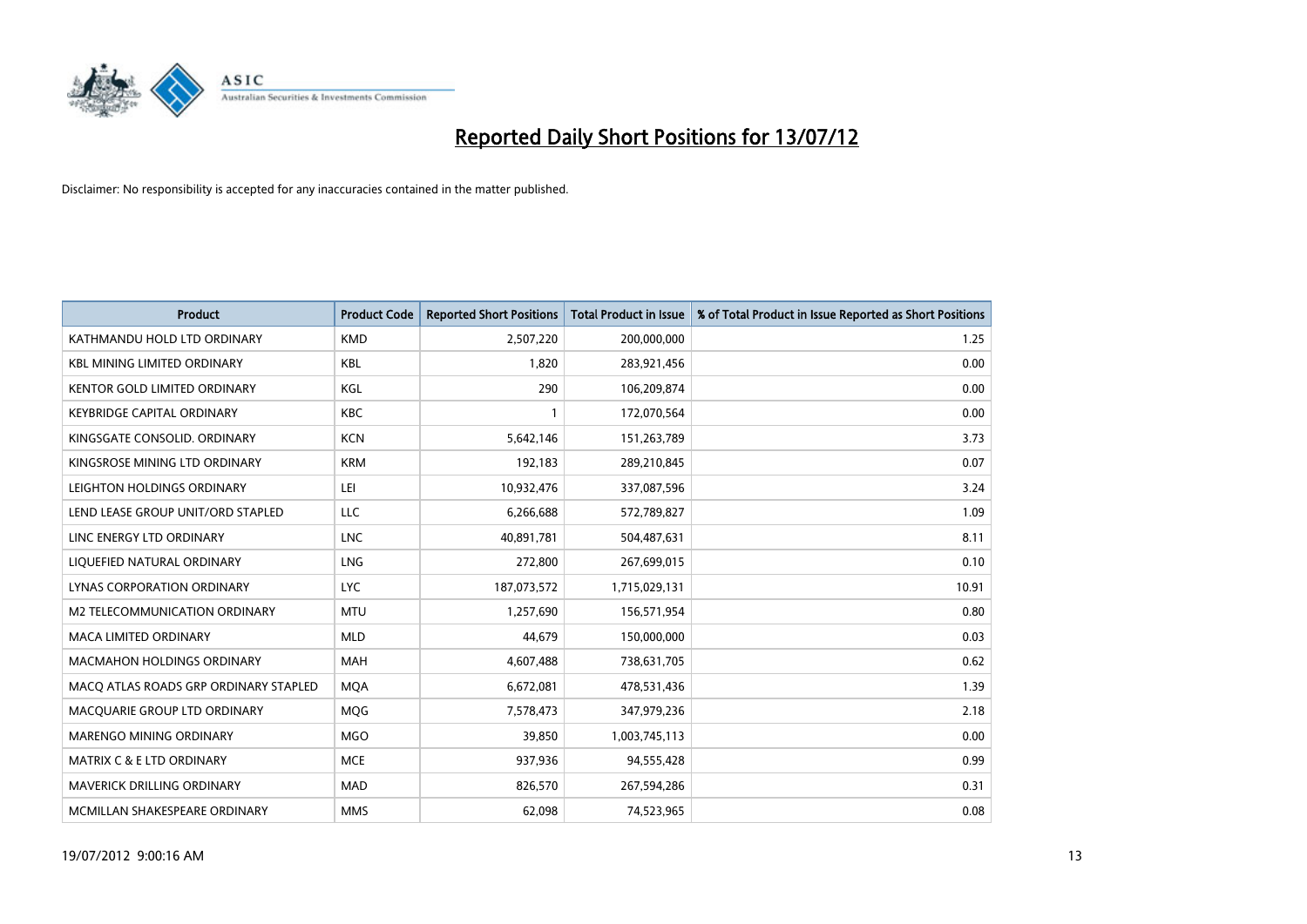# Reported Daily Short Positions for 13/07/12

Disclaimer: No responsibility is accepted for any inaccuracies contained in the matter published.

| Product | Product Code | Reported Short Positions | Total Product in Issue | % of Total Product in Issue Reported as Short Positions |
|---|---|---|---|---|
| KATHMANDU HOLD LTD ORDINARY | KMD | 2,507,220 | 200,000,000 | 1.25 |
| KBL MINING LIMITED ORDINARY | KBL | 1,820 | 283,921,456 | 0.00 |
| KENTOR GOLD LIMITED ORDINARY | KGL | 290 | 106,209,874 | 0.00 |
| KEYBRIDGE CAPITAL ORDINARY | KBC | 1 | 172,070,564 | 0.00 |
| KINGSGATE CONSOLID. ORDINARY | KCN | 5,642,146 | 151,263,789 | 3.73 |
| KINGSROSE MINING LTD ORDINARY | KRM | 192,183 | 289,210,845 | 0.07 |
| LEIGHTON HOLDINGS ORDINARY | LEI | 10,932,476 | 337,087,596 | 3.24 |
| LEND LEASE GROUP UNIT/ORD STAPLED | LLC | 6,266,688 | 572,789,827 | 1.09 |
| LINC ENERGY LTD ORDINARY | LNC | 40,891,781 | 504,487,631 | 8.11 |
| LIQUEFIED NATURAL ORDINARY | LNG | 272,800 | 267,699,015 | 0.10 |
| LYNAS CORPORATION ORDINARY | LYC | 187,073,572 | 1,715,029,131 | 10.91 |
| M2 TELECOMMUNICATION ORDINARY | MTU | 1,257,690 | 156,571,954 | 0.80 |
| MACA LIMITED ORDINARY | MLD | 44,679 | 150,000,000 | 0.03 |
| MACMAHON HOLDINGS ORDINARY | MAH | 4,607,488 | 738,631,705 | 0.62 |
| MACQ ATLAS ROADS GRP ORDINARY STAPLED | MQA | 6,672,081 | 478,531,436 | 1.39 |
| MACQUARIE GROUP LTD ORDINARY | MQG | 7,578,473 | 347,979,236 | 2.18 |
| MARENGO MINING ORDINARY | MGO | 39,850 | 1,003,745,113 | 0.00 |
| MATRIX C & E LTD ORDINARY | MCE | 937,936 | 94,555,428 | 0.99 |
| MAVERICK DRILLING ORDINARY | MAD | 826,570 | 267,594,286 | 0.31 |
| MCMILLAN SHAKESPEARE ORDINARY | MMS | 62,098 | 74,523,965 | 0.08 |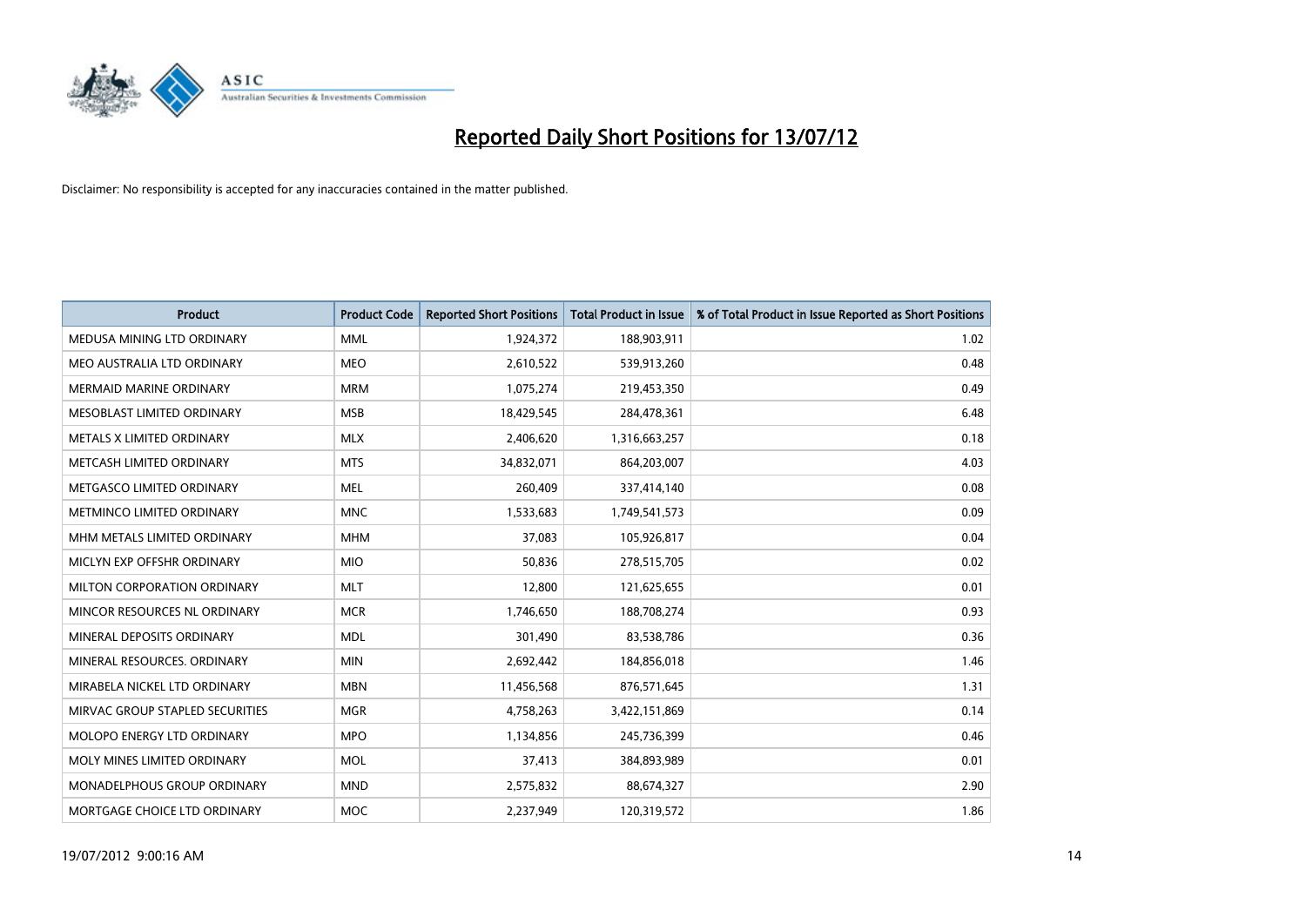# Reported Daily Short Positions for 13/07/12

Disclaimer: No responsibility is accepted for any inaccuracies contained in the matter published.

| Product | Product Code | Reported Short Positions | Total Product in Issue | % of Total Product in Issue Reported as Short Positions |
|---|---|---|---|---|
| MEDUSA MINING LTD ORDINARY | MML | 1,924,372 | 188,903,911 | 1.02 |
| MEO AUSTRALIA LTD ORDINARY | MEO | 2,610,522 | 539,913,260 | 0.48 |
| MERMAID MARINE ORDINARY | MRM | 1,075,274 | 219,453,350 | 0.49 |
| MESOBLAST LIMITED ORDINARY | MSB | 18,429,545 | 284,478,361 | 6.48 |
| METALS X LIMITED ORDINARY | MLX | 2,406,620 | 1,316,663,257 | 0.18 |
| METCASH LIMITED ORDINARY | MTS | 34,832,071 | 864,203,007 | 4.03 |
| METGASCO LIMITED ORDINARY | MEL | 260,409 | 337,414,140 | 0.08 |
| METMINCO LIMITED ORDINARY | MNC | 1,533,683 | 1,749,541,573 | 0.09 |
| MHM METALS LIMITED ORDINARY | MHM | 37,083 | 105,926,817 | 0.04 |
| MICLYN EXP OFFSHR ORDINARY | MIO | 50,836 | 278,515,705 | 0.02 |
| MILTON CORPORATION ORDINARY | MLT | 12,800 | 121,625,655 | 0.01 |
| MINCOR RESOURCES NL ORDINARY | MCR | 1,746,650 | 188,708,274 | 0.93 |
| MINERAL DEPOSITS ORDINARY | MDL | 301,490 | 83,538,786 | 0.36 |
| MINERAL RESOURCES. ORDINARY | MIN | 2,692,442 | 184,856,018 | 1.46 |
| MIRABELA NICKEL LTD ORDINARY | MBN | 11,456,568 | 876,571,645 | 1.31 |
| MIRVAC GROUP STAPLED SECURITIES | MGR | 4,758,263 | 3,422,151,869 | 0.14 |
| MOLOPO ENERGY LTD ORDINARY | MPO | 1,134,856 | 245,736,399 | 0.46 |
| MOLY MINES LIMITED ORDINARY | MOL | 37,413 | 384,893,989 | 0.01 |
| MONADELPHOUS GROUP ORDINARY | MND | 2,575,832 | 88,674,327 | 2.90 |
| MORTGAGE CHOICE LTD ORDINARY | MOC | 2,237,949 | 120,319,572 | 1.86 |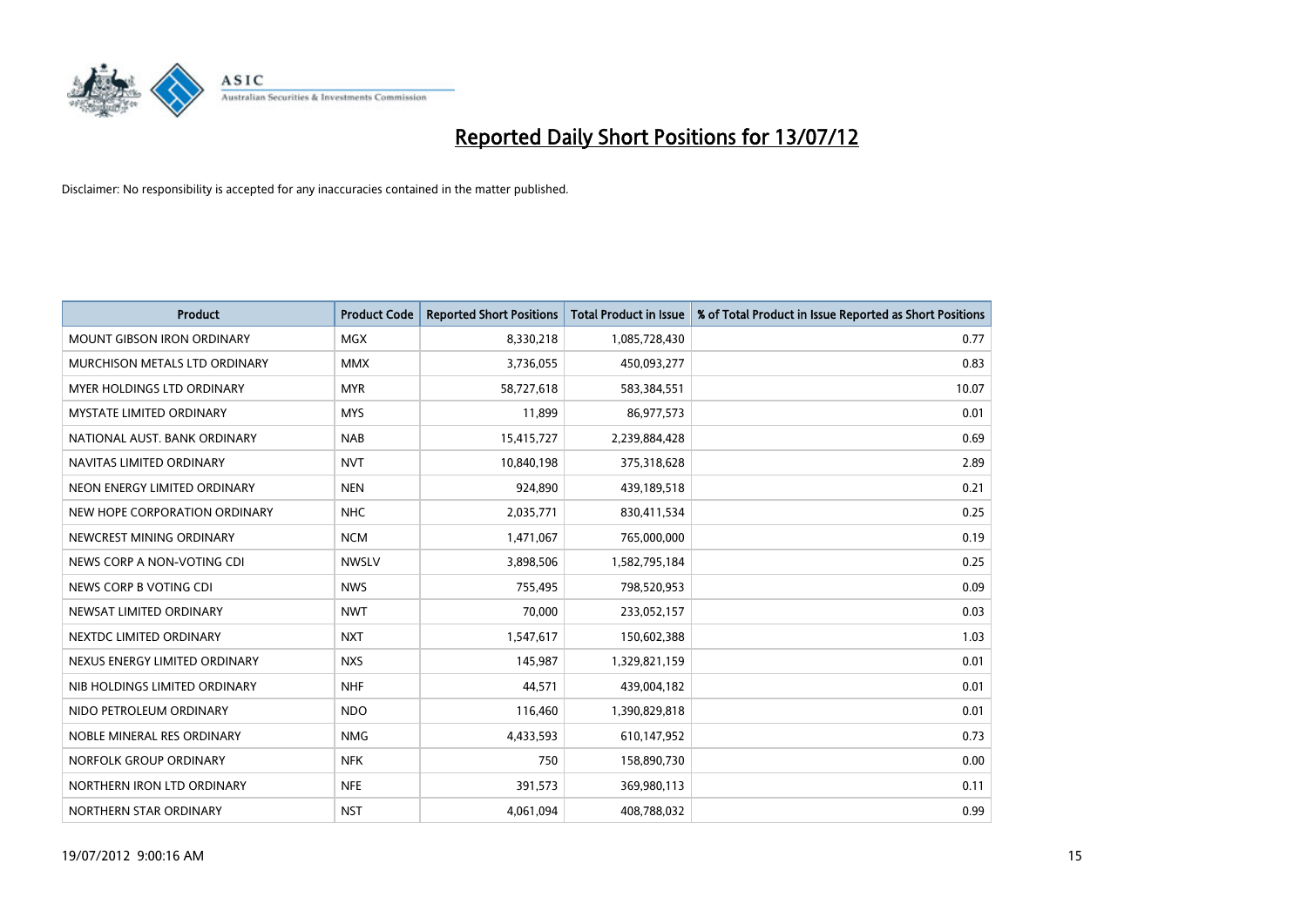# Reported Daily Short Positions for 13/07/12

Disclaimer: No responsibility is accepted for any inaccuracies contained in the matter published.

| Product | Product Code | Reported Short Positions | Total Product in Issue | % of Total Product in Issue Reported as Short Positions |
|---|---|---|---|---|
| MOUNT GIBSON IRON ORDINARY | MGX | 8,330,218 | 1,085,728,430 | 0.77 |
| MURCHISON METALS LTD ORDINARY | MMX | 3,736,055 | 450,093,277 | 0.83 |
| MYER HOLDINGS LTD ORDINARY | MYR | 58,727,618 | 583,384,551 | 10.07 |
| MYSTATE LIMITED ORDINARY | MYS | 11,899 | 86,977,573 | 0.01 |
| NATIONAL AUST. BANK ORDINARY | NAB | 15,415,727 | 2,239,884,428 | 0.69 |
| NAVITAS LIMITED ORDINARY | NVT | 10,840,198 | 375,318,628 | 2.89 |
| NEON ENERGY LIMITED ORDINARY | NEN | 924,890 | 439,189,518 | 0.21 |
| NEW HOPE CORPORATION ORDINARY | NHC | 2,035,771 | 830,411,534 | 0.25 |
| NEWCREST MINING ORDINARY | NCM | 1,471,067 | 765,000,000 | 0.19 |
| NEWS CORP A NON-VOTING CDI | NWSLV | 3,898,506 | 1,582,795,184 | 0.25 |
| NEWS CORP B VOTING CDI | NWS | 755,495 | 798,520,953 | 0.09 |
| NEWSAT LIMITED ORDINARY | NWT | 70,000 | 233,052,157 | 0.03 |
| NEXTDC LIMITED ORDINARY | NXT | 1,547,617 | 150,602,388 | 1.03 |
| NEXUS ENERGY LIMITED ORDINARY | NXS | 145,987 | 1,329,821,159 | 0.01 |
| NIB HOLDINGS LIMITED ORDINARY | NHF | 44,571 | 439,004,182 | 0.01 |
| NIDO PETROLEUM ORDINARY | NDO | 116,460 | 1,390,829,818 | 0.01 |
| NOBLE MINERAL RES ORDINARY | NMG | 4,433,593 | 610,147,952 | 0.73 |
| NORFOLK GROUP ORDINARY | NFK | 750 | 158,890,730 | 0.00 |
| NORTHERN IRON LTD ORDINARY | NFE | 391,573 | 369,980,113 | 0.11 |
| NORTHERN STAR ORDINARY | NST | 4,061,094 | 408,788,032 | 0.99 |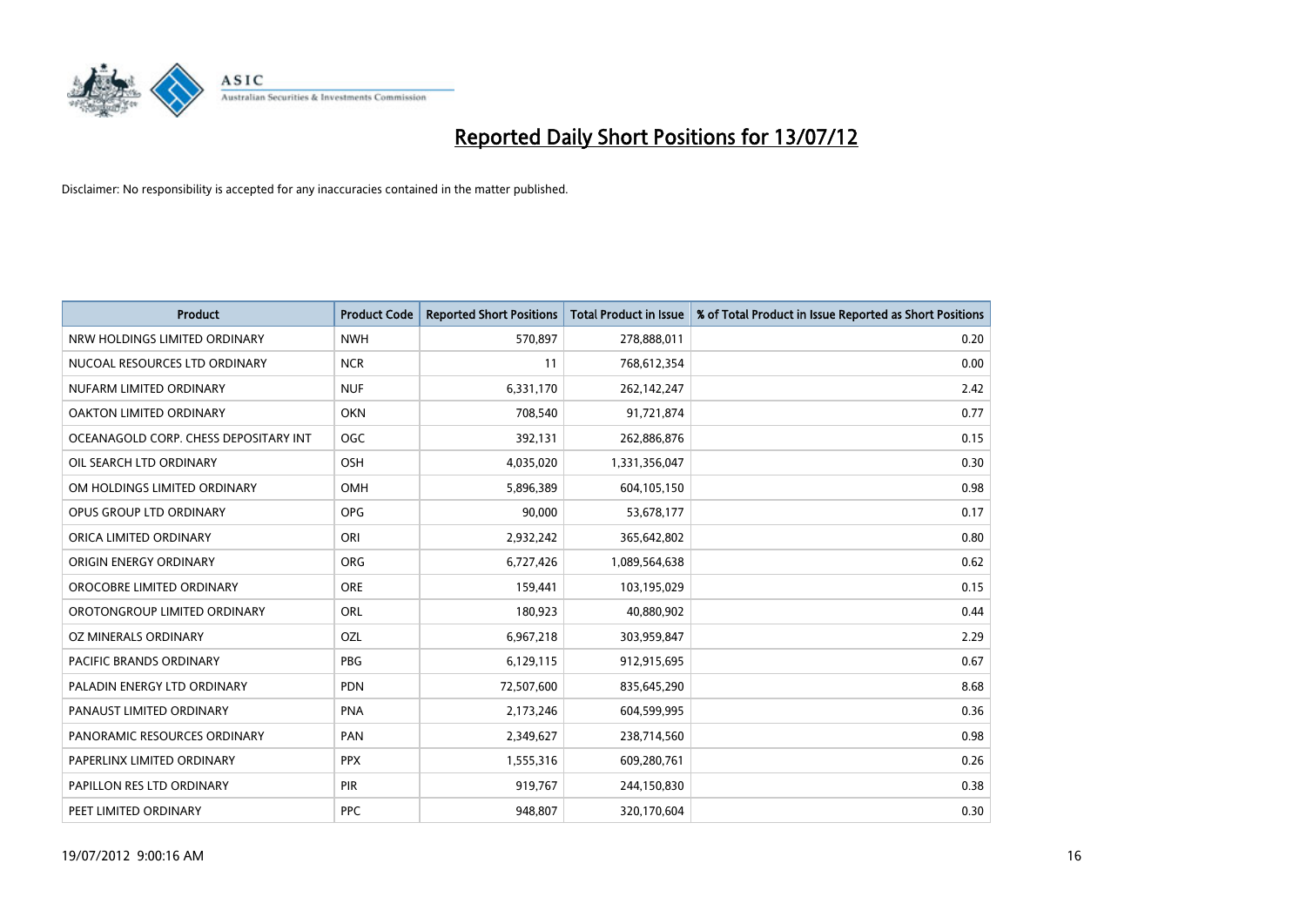# Reported Daily Short Positions for 13/07/12

Disclaimer: No responsibility is accepted for any inaccuracies contained in the matter published.

| Product | Product Code | Reported Short Positions | Total Product in Issue | % of Total Product in Issue Reported as Short Positions |
|---|---|---|---|---|
| NRW HOLDINGS LIMITED ORDINARY | NWH | 570,897 | 278,888,011 | 0.20 |
| NUCOAL RESOURCES LTD ORDINARY | NCR | 11 | 768,612,354 | 0.00 |
| NUFARM LIMITED ORDINARY | NUF | 6,331,170 | 262,142,247 | 2.42 |
| OAKTON LIMITED ORDINARY | OKN | 708,540 | 91,721,874 | 0.77 |
| OCEANAGOLD CORP. CHESS DEPOSITARY INT | OGC | 392,131 | 262,886,876 | 0.15 |
| OIL SEARCH LTD ORDINARY | OSH | 4,035,020 | 1,331,356,047 | 0.30 |
| OM HOLDINGS LIMITED ORDINARY | OMH | 5,896,389 | 604,105,150 | 0.98 |
| OPUS GROUP LTD ORDINARY | OPG | 90,000 | 53,678,177 | 0.17 |
| ORICA LIMITED ORDINARY | ORI | 2,932,242 | 365,642,802 | 0.80 |
| ORIGIN ENERGY ORDINARY | ORG | 6,727,426 | 1,089,564,638 | 0.62 |
| OROCOBRE LIMITED ORDINARY | ORE | 159,441 | 103,195,029 | 0.15 |
| OROTONGROUP LIMITED ORDINARY | ORL | 180,923 | 40,880,902 | 0.44 |
| OZ MINERALS ORDINARY | OZL | 6,967,218 | 303,959,847 | 2.29 |
| PACIFIC BRANDS ORDINARY | PBG | 6,129,115 | 912,915,695 | 0.67 |
| PALADIN ENERGY LTD ORDINARY | PDN | 72,507,600 | 835,645,290 | 8.68 |
| PANAUST LIMITED ORDINARY | PNA | 2,173,246 | 604,599,995 | 0.36 |
| PANORAMIC RESOURCES ORDINARY | PAN | 2,349,627 | 238,714,560 | 0.98 |
| PAPERLINX LIMITED ORDINARY | PPX | 1,555,316 | 609,280,761 | 0.26 |
| PAPILLON RES LTD ORDINARY | PIR | 919,767 | 244,150,830 | 0.38 |
| PEET LIMITED ORDINARY | PPC | 948,807 | 320,170,604 | 0.30 |

19/07/2012 9:00:16 AM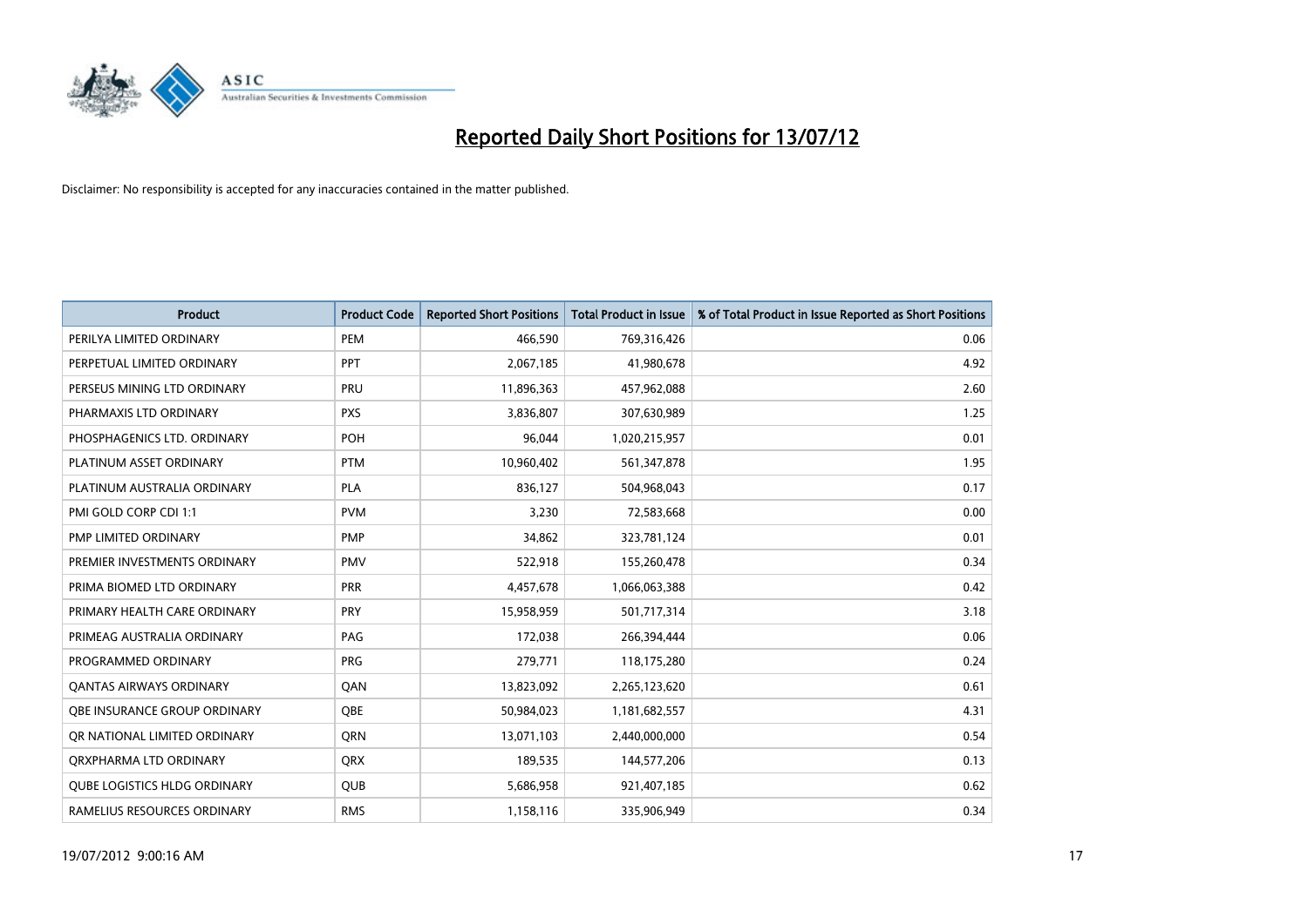# Reported Daily Short Positions for 13/07/12

Disclaimer: No responsibility is accepted for any inaccuracies contained in the matter published.

| Product | Product Code | Reported Short Positions | Total Product in Issue | % of Total Product in Issue Reported as Short Positions |
|---|---|---|---|---|
| PERILYA LIMITED ORDINARY | PEM | 466,590 | 769,316,426 | 0.06 |
| PERPETUAL LIMITED ORDINARY | PPT | 2,067,185 | 41,980,678 | 4.92 |
| PERSEUS MINING LTD ORDINARY | PRU | 11,896,363 | 457,962,088 | 2.60 |
| PHARMAXIS LTD ORDINARY | PXS | 3,836,807 | 307,630,989 | 1.25 |
| PHOSPHAGENICS LTD. ORDINARY | POH | 96,044 | 1,020,215,957 | 0.01 |
| PLATINUM ASSET ORDINARY | PTM | 10,960,402 | 561,347,878 | 1.95 |
| PLATINUM AUSTRALIA ORDINARY | PLA | 836,127 | 504,968,043 | 0.17 |
| PMI GOLD CORP CDI 1:1 | PVM | 3,230 | 72,583,668 | 0.00 |
| PMP LIMITED ORDINARY | PMP | 34,862 | 323,781,124 | 0.01 |
| PREMIER INVESTMENTS ORDINARY | PMV | 522,918 | 155,260,478 | 0.34 |
| PRIMA BIOMED LTD ORDINARY | PRR | 4,457,678 | 1,066,063,388 | 0.42 |
| PRIMARY HEALTH CARE ORDINARY | PRY | 15,958,959 | 501,717,314 | 3.18 |
| PRIMEAG AUSTRALIA ORDINARY | PAG | 172,038 | 266,394,444 | 0.06 |
| PROGRAMMED ORDINARY | PRG | 279,771 | 118,175,280 | 0.24 |
| QANTAS AIRWAYS ORDINARY | QAN | 13,823,092 | 2,265,123,620 | 0.61 |
| QBE INSURANCE GROUP ORDINARY | QBE | 50,984,023 | 1,181,682,557 | 4.31 |
| QR NATIONAL LIMITED ORDINARY | QRN | 13,071,103 | 2,440,000,000 | 0.54 |
| QRXPHARMA LTD ORDINARY | QRX | 189,535 | 144,577,206 | 0.13 |
| QUBE LOGISTICS HLDG ORDINARY | QUB | 5,686,958 | 921,407,185 | 0.62 |
| RAMELIUS RESOURCES ORDINARY | RMS | 1,158,116 | 335,906,949 | 0.34 |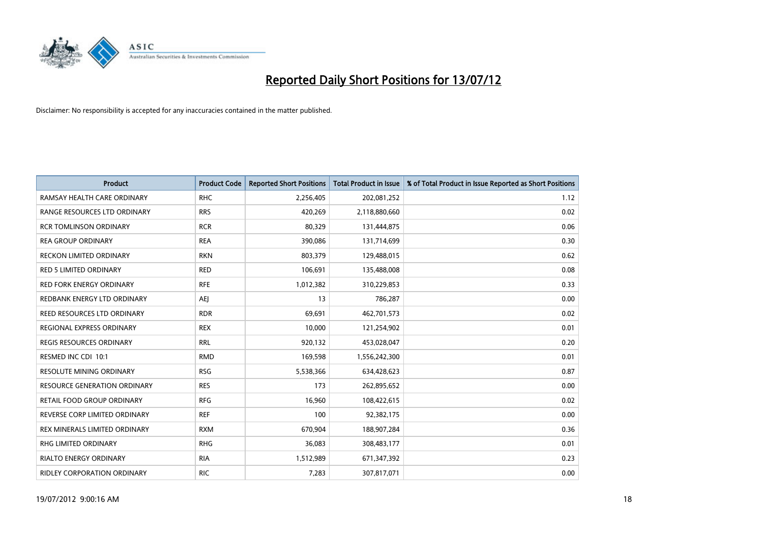# Reported Daily Short Positions for 13/07/12

Disclaimer: No responsibility is accepted for any inaccuracies contained in the matter published.

| Product | Product Code | Reported Short Positions | Total Product in Issue | % of Total Product in Issue Reported as Short Positions |
|---|---|---|---|---|
| RAMSAY HEALTH CARE ORDINARY | RHC | 2,256,405 | 202,081,252 | 1.12 |
| RANGE RESOURCES LTD ORDINARY | RRS | 420,269 | 2,118,880,660 | 0.02 |
| RCR TOMLINSON ORDINARY | RCR | 80,329 | 131,444,875 | 0.06 |
| REA GROUP ORDINARY | REA | 390,086 | 131,714,699 | 0.30 |
| RECKON LIMITED ORDINARY | RKN | 803,379 | 129,488,015 | 0.62 |
| RED 5 LIMITED ORDINARY | RED | 106,691 | 135,488,008 | 0.08 |
| RED FORK ENERGY ORDINARY | RFE | 1,012,382 | 310,229,853 | 0.33 |
| REDBANK ENERGY LTD ORDINARY | AEJ | 13 | 786,287 | 0.00 |
| REED RESOURCES LTD ORDINARY | RDR | 69,691 | 462,701,573 | 0.02 |
| REGIONAL EXPRESS ORDINARY | REX | 10,000 | 121,254,902 | 0.01 |
| REGIS RESOURCES ORDINARY | RRL | 920,132 | 453,028,047 | 0.20 |
| RESMED INC CDI 10:1 | RMD | 169,598 | 1,556,242,300 | 0.01 |
| RESOLUTE MINING ORDINARY | RSG | 5,538,366 | 634,428,623 | 0.87 |
| RESOURCE GENERATION ORDINARY | RES | 173 | 262,895,652 | 0.00 |
| RETAIL FOOD GROUP ORDINARY | RFG | 16,960 | 108,422,615 | 0.02 |
| REVERSE CORP LIMITED ORDINARY | REF | 100 | 92,382,175 | 0.00 |
| REX MINERALS LIMITED ORDINARY | RXM | 670,904 | 188,907,284 | 0.36 |
| RHG LIMITED ORDINARY | RHG | 36,083 | 308,483,177 | 0.01 |
| RIALTO ENERGY ORDINARY | RIA | 1,512,989 | 671,347,392 | 0.23 |
| RIDLEY CORPORATION ORDINARY | RIC | 7,283 | 307,817,071 | 0.00 |

19/07/2012 9:00:16 AM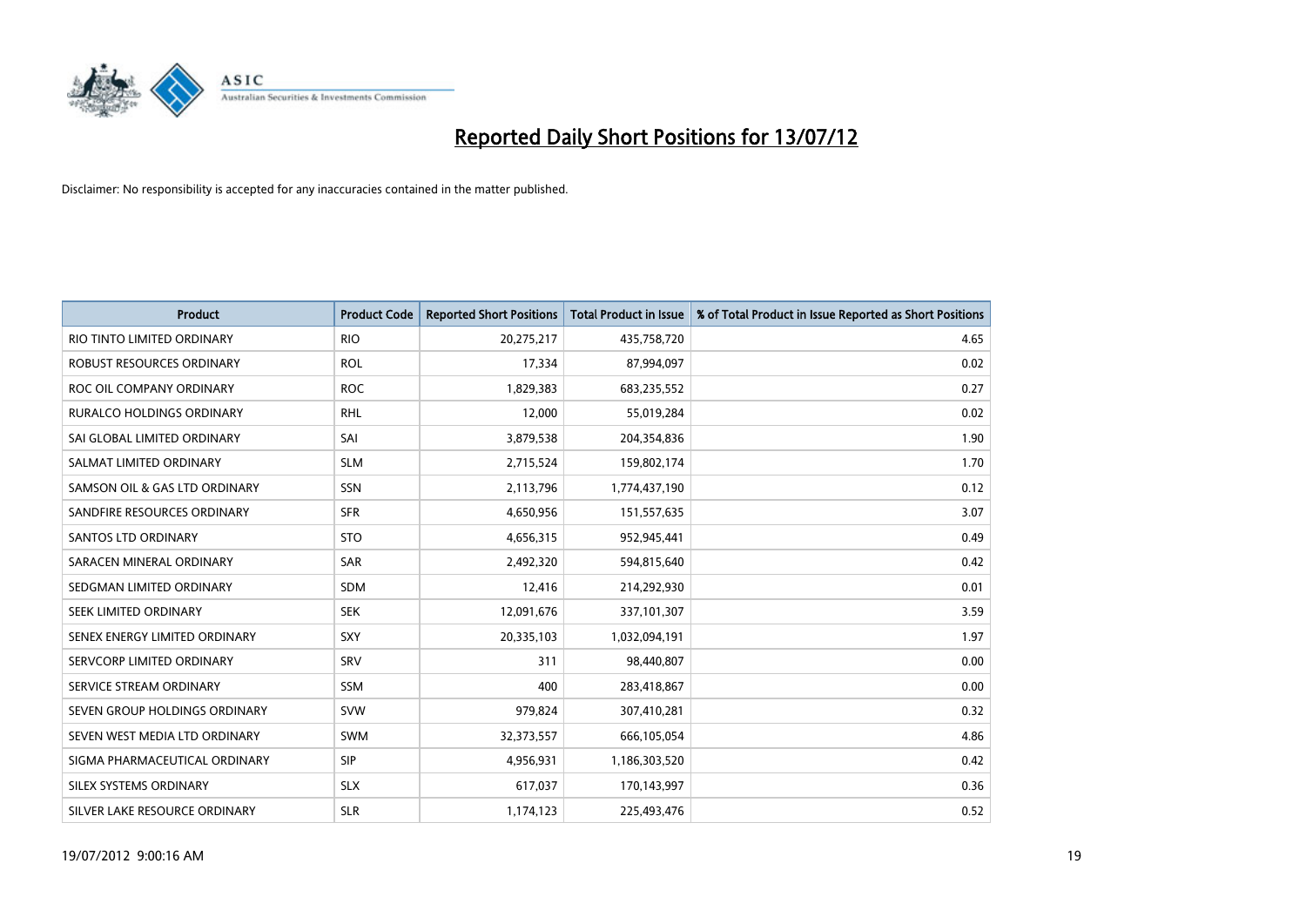# Reported Daily Short Positions for 13/07/12

Disclaimer: No responsibility is accepted for any inaccuracies contained in the matter published.

| Product | Product Code | Reported Short Positions | Total Product in Issue | % of Total Product in Issue Reported as Short Positions |
|---|---|---|---|---|
| RIO TINTO LIMITED ORDINARY | RIO | 20,275,217 | 435,758,720 | 4.65 |
| ROBUST RESOURCES ORDINARY | ROL | 17,334 | 87,994,097 | 0.02 |
| ROC OIL COMPANY ORDINARY | ROC | 1,829,383 | 683,235,552 | 0.27 |
| RURALCO HOLDINGS ORDINARY | RHL | 12,000 | 55,019,284 | 0.02 |
| SAI GLOBAL LIMITED ORDINARY | SAI | 3,879,538 | 204,354,836 | 1.90 |
| SALMAT LIMITED ORDINARY | SLM | 2,715,524 | 159,802,174 | 1.70 |
| SAMSON OIL & GAS LTD ORDINARY | SSN | 2,113,796 | 1,774,437,190 | 0.12 |
| SANDFIRE RESOURCES ORDINARY | SFR | 4,650,956 | 151,557,635 | 3.07 |
| SANTOS LTD ORDINARY | STO | 4,656,315 | 952,945,441 | 0.49 |
| SARACEN MINERAL ORDINARY | SAR | 2,492,320 | 594,815,640 | 0.42 |
| SEDGMAN LIMITED ORDINARY | SDM | 12,416 | 214,292,930 | 0.01 |
| SEEK LIMITED ORDINARY | SEK | 12,091,676 | 337,101,307 | 3.59 |
| SENEX ENERGY LIMITED ORDINARY | SXY | 20,335,103 | 1,032,094,191 | 1.97 |
| SERVCORP LIMITED ORDINARY | SRV | 311 | 98,440,807 | 0.00 |
| SERVICE STREAM ORDINARY | SSM | 400 | 283,418,867 | 0.00 |
| SEVEN GROUP HOLDINGS ORDINARY | SVW | 979,824 | 307,410,281 | 0.32 |
| SEVEN WEST MEDIA LTD ORDINARY | SWM | 32,373,557 | 666,105,054 | 4.86 |
| SIGMA PHARMACEUTICAL ORDINARY | SIP | 4,956,931 | 1,186,303,520 | 0.42 |
| SILEX SYSTEMS ORDINARY | SLX | 617,037 | 170,143,997 | 0.36 |
| SILVER LAKE RESOURCE ORDINARY | SLR | 1,174,123 | 225,493,476 | 0.52 |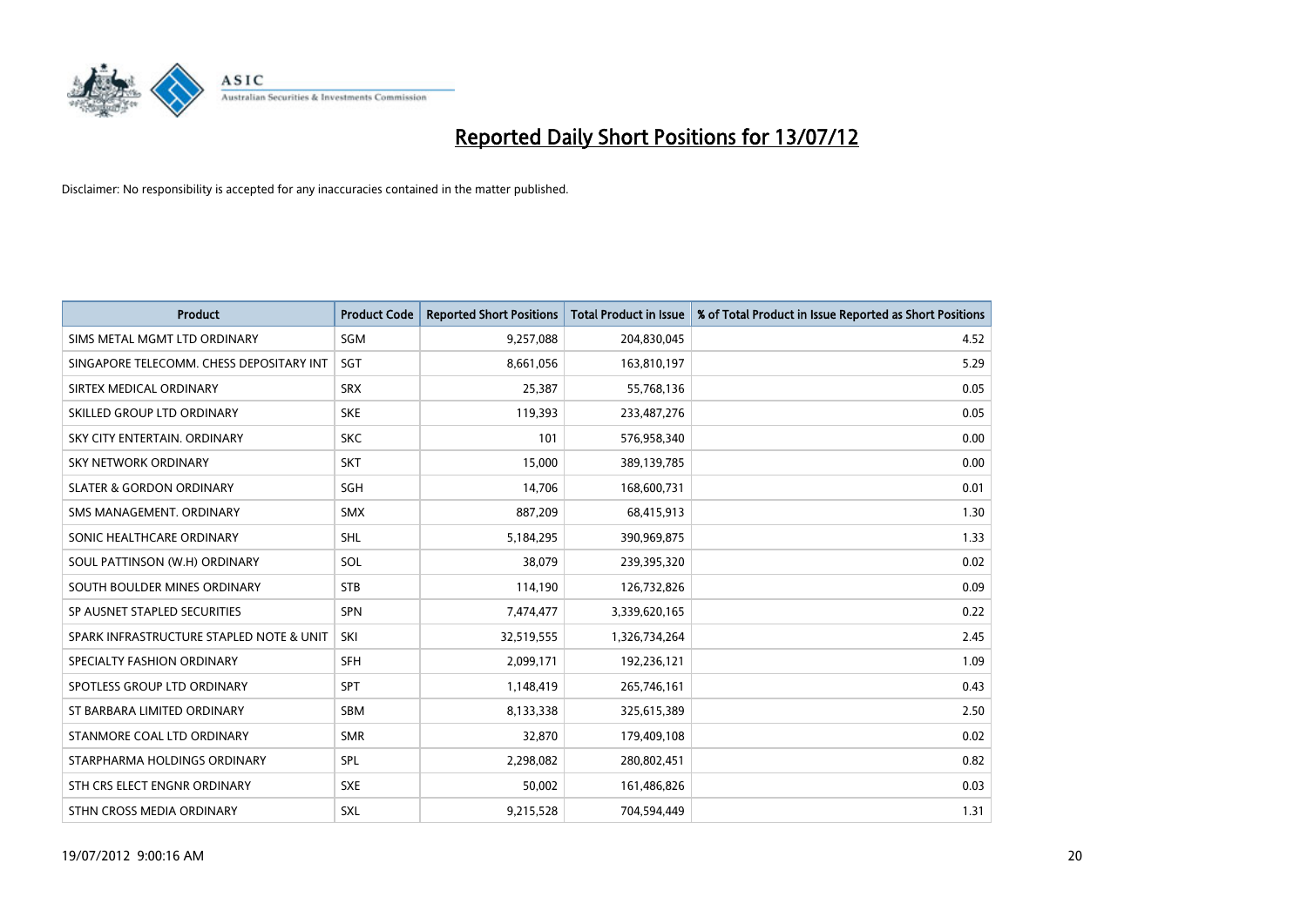# Reported Daily Short Positions for 13/07/12

Disclaimer: No responsibility is accepted for any inaccuracies contained in the matter published.

| Product | Product Code | Reported Short Positions | Total Product in Issue | % of Total Product in Issue Reported as Short Positions |
|---|---|---|---|---|
| SIMS METAL MGMT LTD ORDINARY | SGM | 9,257,088 | 204,830,045 | 4.52 |
| SINGAPORE TELECOMM. CHESS DEPOSITARY INT | SGT | 8,661,056 | 163,810,197 | 5.29 |
| SIRTEX MEDICAL ORDINARY | SRX | 25,387 | 55,768,136 | 0.05 |
| SKILLED GROUP LTD ORDINARY | SKE | 119,393 | 233,487,276 | 0.05 |
| SKY CITY ENTERTAIN. ORDINARY | SKC | 101 | 576,958,340 | 0.00 |
| SKY NETWORK ORDINARY | SKT | 15,000 | 389,139,785 | 0.00 |
| SLATER & GORDON ORDINARY | SGH | 14,706 | 168,600,731 | 0.01 |
| SMS MANAGEMENT. ORDINARY | SMX | 887,209 | 68,415,913 | 1.30 |
| SONIC HEALTHCARE ORDINARY | SHL | 5,184,295 | 390,969,875 | 1.33 |
| SOUL PATTINSON (W.H) ORDINARY | SOL | 38,079 | 239,395,320 | 0.02 |
| SOUTH BOULDER MINES ORDINARY | STB | 114,190 | 126,732,826 | 0.09 |
| SP AUSNET STAPLED SECURITIES | SPN | 7,474,477 | 3,339,620,165 | 0.22 |
| SPARK INFRASTRUCTURE STAPLED NOTE & UNIT | SKI | 32,519,555 | 1,326,734,264 | 2.45 |
| SPECIALTY FASHION ORDINARY | SFH | 2,099,171 | 192,236,121 | 1.09 |
| SPOTLESS GROUP LTD ORDINARY | SPT | 1,148,419 | 265,746,161 | 0.43 |
| ST BARBARA LIMITED ORDINARY | SBM | 8,133,338 | 325,615,389 | 2.50 |
| STANMORE COAL LTD ORDINARY | SMR | 32,870 | 179,409,108 | 0.02 |
| STARPHARMA HOLDINGS ORDINARY | SPL | 2,298,082 | 280,802,451 | 0.82 |
| STH CRS ELECT ENGNR ORDINARY | SXE | 50,002 | 161,486,826 | 0.03 |
| STHN CROSS MEDIA ORDINARY | SXL | 9,215,528 | 704,594,449 | 1.31 |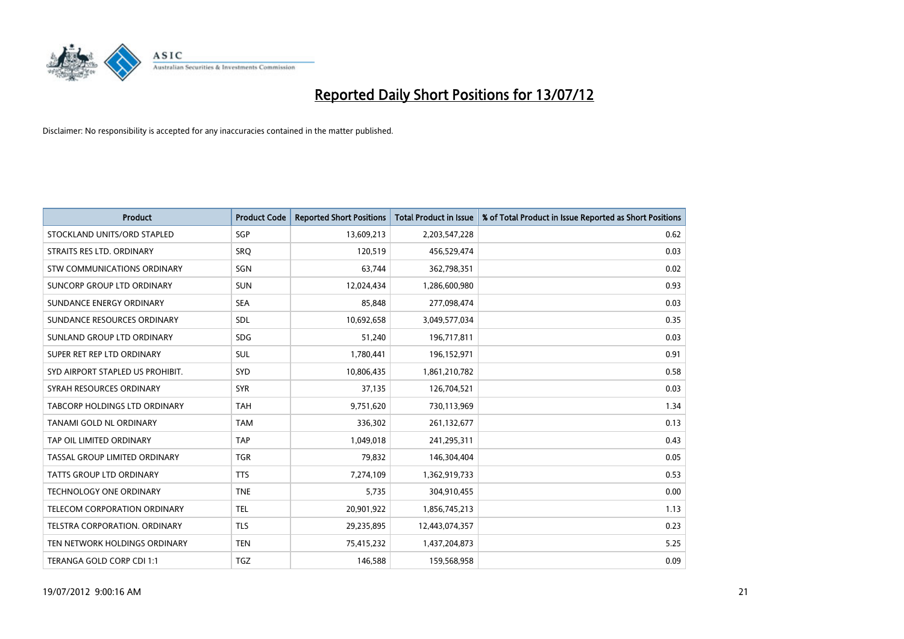# Reported Daily Short Positions for 13/07/12

Disclaimer: No responsibility is accepted for any inaccuracies contained in the matter published.

| Product | Product Code | Reported Short Positions | Total Product in Issue | % of Total Product in Issue Reported as Short Positions |
|---|---|---|---|---|
| STOCKLAND UNITS/ORD STAPLED | SGP | 13,609,213 | 2,203,547,228 | 0.62 |
| STRAITS RES LTD. ORDINARY | SRQ | 120,519 | 456,529,474 | 0.03 |
| STW COMMUNICATIONS ORDINARY | SGN | 63,744 | 362,798,351 | 0.02 |
| SUNCORP GROUP LTD ORDINARY | SUN | 12,024,434 | 1,286,600,980 | 0.93 |
| SUNDANCE ENERGY ORDINARY | SEA | 85,848 | 277,098,474 | 0.03 |
| SUNDANCE RESOURCES ORDINARY | SDL | 10,692,658 | 3,049,577,034 | 0.35 |
| SUNLAND GROUP LTD ORDINARY | SDG | 51,240 | 196,717,811 | 0.03 |
| SUPER RET REP LTD ORDINARY | SUL | 1,780,441 | 196,152,971 | 0.91 |
| SYD AIRPORT STAPLED US PROHIBIT. | SYD | 10,806,435 | 1,861,210,782 | 0.58 |
| SYRAH RESOURCES ORDINARY | SYR | 37,135 | 126,704,521 | 0.03 |
| TABCORP HOLDINGS LTD ORDINARY | TAH | 9,751,620 | 730,113,969 | 1.34 |
| TANAMI GOLD NL ORDINARY | TAM | 336,302 | 261,132,677 | 0.13 |
| TAP OIL LIMITED ORDINARY | TAP | 1,049,018 | 241,295,311 | 0.43 |
| TASSAL GROUP LIMITED ORDINARY | TGR | 79,832 | 146,304,404 | 0.05 |
| TATTS GROUP LTD ORDINARY | TTS | 7,274,109 | 1,362,919,733 | 0.53 |
| TECHNOLOGY ONE ORDINARY | TNE | 5,735 | 304,910,455 | 0.00 |
| TELECOM CORPORATION ORDINARY | TEL | 20,901,922 | 1,856,745,213 | 1.13 |
| TELSTRA CORPORATION. ORDINARY | TLS | 29,235,895 | 12,443,074,357 | 0.23 |
| TEN NETWORK HOLDINGS ORDINARY | TEN | 75,415,232 | 1,437,204,873 | 5.25 |
| TERANGA GOLD CORP CDI 1:1 | TGZ | 146,588 | 159,568,958 | 0.09 |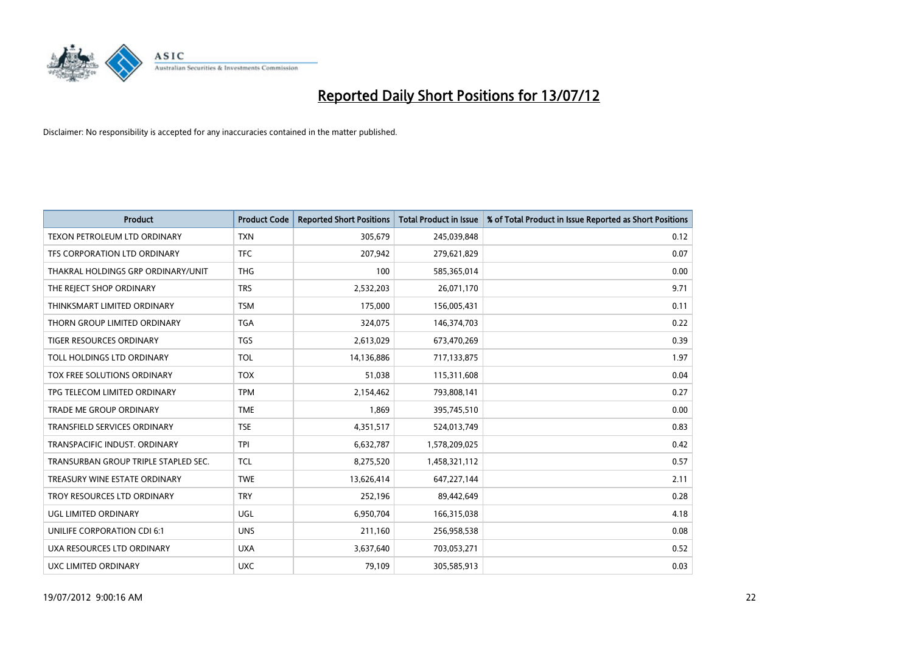# Reported Daily Short Positions for 13/07/12

Disclaimer: No responsibility is accepted for any inaccuracies contained in the matter published.

| Product | Product Code | Reported Short Positions | Total Product in Issue | % of Total Product in Issue Reported as Short Positions |
|---|---|---|---|---|
| TEXON PETROLEUM LTD ORDINARY | TXN | 305,679 | 245,039,848 | 0.12 |
| TFS CORPORATION LTD ORDINARY | TFC | 207,942 | 279,621,829 | 0.07 |
| THAKRAL HOLDINGS GRP ORDINARY/UNIT | THG | 100 | 585,365,014 | 0.00 |
| THE REJECT SHOP ORDINARY | TRS | 2,532,203 | 26,071,170 | 9.71 |
| THINKSMART LIMITED ORDINARY | TSM | 175,000 | 156,005,431 | 0.11 |
| THORN GROUP LIMITED ORDINARY | TGA | 324,075 | 146,374,703 | 0.22 |
| TIGER RESOURCES ORDINARY | TGS | 2,613,029 | 673,470,269 | 0.39 |
| TOLL HOLDINGS LTD ORDINARY | TOL | 14,136,886 | 717,133,875 | 1.97 |
| TOX FREE SOLUTIONS ORDINARY | TOX | 51,038 | 115,311,608 | 0.04 |
| TPG TELECOM LIMITED ORDINARY | TPM | 2,154,462 | 793,808,141 | 0.27 |
| TRADE ME GROUP ORDINARY | TME | 1,869 | 395,745,510 | 0.00 |
| TRANSFIELD SERVICES ORDINARY | TSE | 4,351,517 | 524,013,749 | 0.83 |
| TRANSPACIFIC INDUST. ORDINARY | TPI | 6,632,787 | 1,578,209,025 | 0.42 |
| TRANSURBAN GROUP TRIPLE STAPLED SEC. | TCL | 8,275,520 | 1,458,321,112 | 0.57 |
| TREASURY WINE ESTATE ORDINARY | TWE | 13,626,414 | 647,227,144 | 2.11 |
| TROY RESOURCES LTD ORDINARY | TRY | 252,196 | 89,442,649 | 0.28 |
| UGL LIMITED ORDINARY | UGL | 6,950,704 | 166,315,038 | 4.18 |
| UNILIFE CORPORATION CDI 6:1 | UNS | 211,160 | 256,958,538 | 0.08 |
| UXA RESOURCES LTD ORDINARY | UXA | 3,637,640 | 703,053,271 | 0.52 |
| UXC LIMITED ORDINARY | UXC | 79,109 | 305,585,913 | 0.03 |

19/07/2012 9:00:16 AM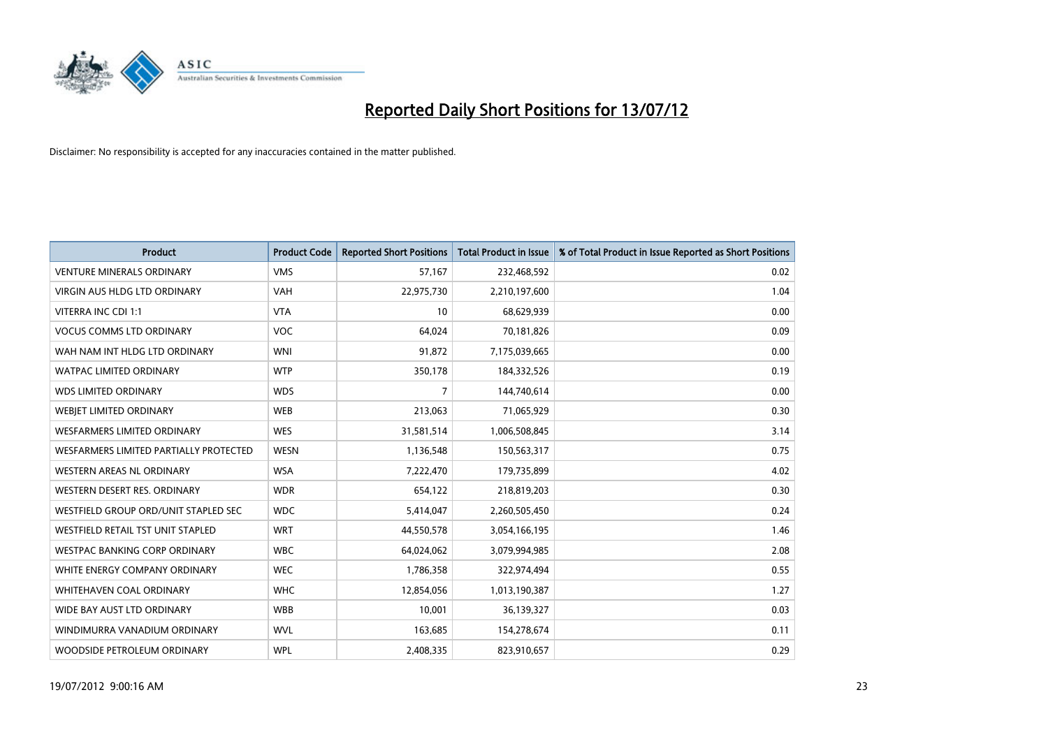# Reported Daily Short Positions for 13/07/12

Disclaimer: No responsibility is accepted for any inaccuracies contained in the matter published.

| Product | Product Code | Reported Short Positions | Total Product in Issue | % of Total Product in Issue Reported as Short Positions |
|---|---|---|---|---|
| VENTURE MINERALS ORDINARY | VMS | 57,167 | 232,468,592 | 0.02 |
| VIRGIN AUS HLDG LTD ORDINARY | VAH | 22,975,730 | 2,210,197,600 | 1.04 |
| VITERRA INC CDI 1:1 | VTA | 10 | 68,629,939 | 0.00 |
| VOCUS COMMS LTD ORDINARY | VOC | 64,024 | 70,181,826 | 0.09 |
| WAH NAM INT HLDG LTD ORDINARY | WNI | 91,872 | 7,175,039,665 | 0.00 |
| WATPAC LIMITED ORDINARY | WTP | 350,178 | 184,332,526 | 0.19 |
| WDS LIMITED ORDINARY | WDS | 7 | 144,740,614 | 0.00 |
| WEBJET LIMITED ORDINARY | WEB | 213,063 | 71,065,929 | 0.30 |
| WESFARMERS LIMITED ORDINARY | WES | 31,581,514 | 1,006,508,845 | 3.14 |
| WESFARMERS LIMITED PARTIALLY PROTECTED | WESN | 1,136,548 | 150,563,317 | 0.75 |
| WESTERN AREAS NL ORDINARY | WSA | 7,222,470 | 179,735,899 | 4.02 |
| WESTERN DESERT RES. ORDINARY | WDR | 654,122 | 218,819,203 | 0.30 |
| WESTFIELD GROUP ORD/UNIT STAPLED SEC | WDC | 5,414,047 | 2,260,505,450 | 0.24 |
| WESTFIELD RETAIL TST UNIT STAPLED | WRT | 44,550,578 | 3,054,166,195 | 1.46 |
| WESTPAC BANKING CORP ORDINARY | WBC | 64,024,062 | 3,079,994,985 | 2.08 |
| WHITE ENERGY COMPANY ORDINARY | WEC | 1,786,358 | 322,974,494 | 0.55 |
| WHITEHAVEN COAL ORDINARY | WHC | 12,854,056 | 1,013,190,387 | 1.27 |
| WIDE BAY AUST LTD ORDINARY | WBB | 10,001 | 36,139,327 | 0.03 |
| WINDIMURRA VANADIUM ORDINARY | WVL | 163,685 | 154,278,674 | 0.11 |
| WOODSIDE PETROLEUM ORDINARY | WPL | 2,408,335 | 823,910,657 | 0.29 |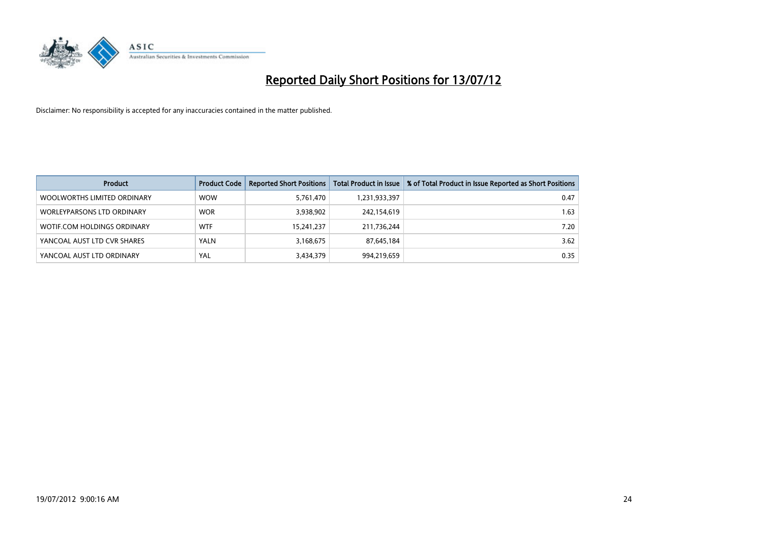# Reported Daily Short Positions for 13/07/12

Disclaimer: No responsibility is accepted for any inaccuracies contained in the matter published.

| Product | Product Code | Reported Short Positions | Total Product in Issue | % of Total Product in Issue Reported as Short Positions |
|---|---|---|---|---|
| WOOLWORTHS LIMITED ORDINARY | WOW | 5,761,470 | 1,231,933,397 | 0.47 |
| WORLEYPARSONS LTD ORDINARY | WOR | 3,938,902 | 242,154,619 | 1.63 |
| WOTIF.COM HOLDINGS ORDINARY | WTF | 15,241,237 | 211,736,244 | 7.20 |
| YANCOAL AUST LTD CVR SHARES | YALN | 3,168,675 | 87,645,184 | 3.62 |
| YANCOAL AUST LTD ORDINARY | YAL | 3,434,379 | 994,219,659 | 0.35 |